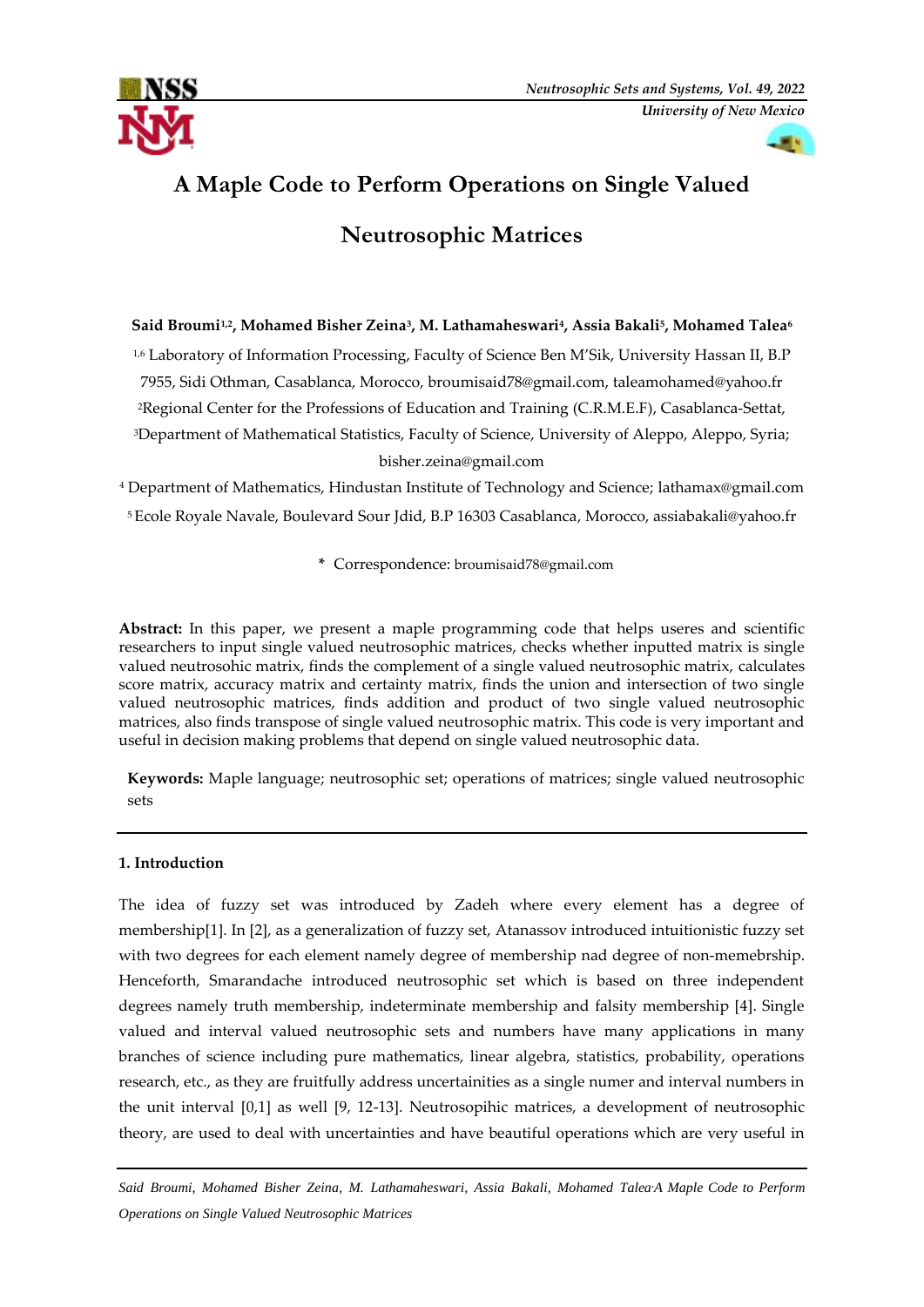# A Maple Code to Perform Operations on Single Valued Neutrosophic Matrices

**Said Broumi[1,2], Mohamed Bisher Zeina[3], M. Lathamaheswari[4], Assia Bakali[5], Mohamed Talea[6]**

[1,6] Laboratory of Information Processing, Faculty of Science Ben M'Sik, University Hassan II, B.P 7955, Sidi Othman, Casablanca, Morocco, broumisaid78@gmail.com, taleamohamed@yahoo.fr

[2]Regional Center for the Professions of Education and Training (C.R.M.E.F), Casablanca-Settat,

[3]Department of Mathematical Statistics, Faculty of Science, University of Aleppo, Aleppo, Syria; bisher.zeina@gmail.com

[4] Department of Mathematics, Hindustan Institute of Technology and Science; lathamax@gmail.com

[5] Ecole Royale Navale, Boulevard Sour Jdid, B.P 16303 Casablanca, Morocco, assiabakali@yahoo.fr

\* Correspondence: broumisaid78@gmail.com

**Abstract:** In this paper, we present a maple programming code that helps useres and scientific researchers to input single valued neutrosophic matrices, checks whether inputted matrix is single valued neutrosohic matrix, finds the complement of a single valued neutrosophic matrix, calculates score matrix, accuracy matrix and certainty matrix, finds the union and intersection of two single valued neutrosophic matrices, finds addition and product of two single valued neutrosophic matrices, also finds transpose of single valued neutrosophic matrix. This code is very important and useful in decision making problems that depend on single valued neutrosophic data.

**Keywords:** Maple language; neutrosophic set; operations of matrices; single valued neutrosophic sets

## 1. Introduction

The idea of fuzzy set was introduced by Zadeh where every element has a degree of membership[1]. In [2], as a generalization of fuzzy set, Atanassov introduced intuitionistic fuzzy set with two degrees for each element namely degree of membership nad degree of non-memebrship. Henceforth, Smarandache introduced neutrosophic set which is based on three independent degrees namely truth membership, indeterminate membership and falsity membership [4]. Single valued and interval valued neutrosophic sets and numbers have many applications in many branches of science including pure mathematics, linear algebra, statistics, probability, operations research, etc., as they are fruitfully address uncertainities as a single numer and interval numbers in the unit interval [0,1] as well [9, 12-13]. Neutrosopihic matrices, a development of neutrosophic theory, are used to deal with uncertainties and have beautiful operations which are very useful in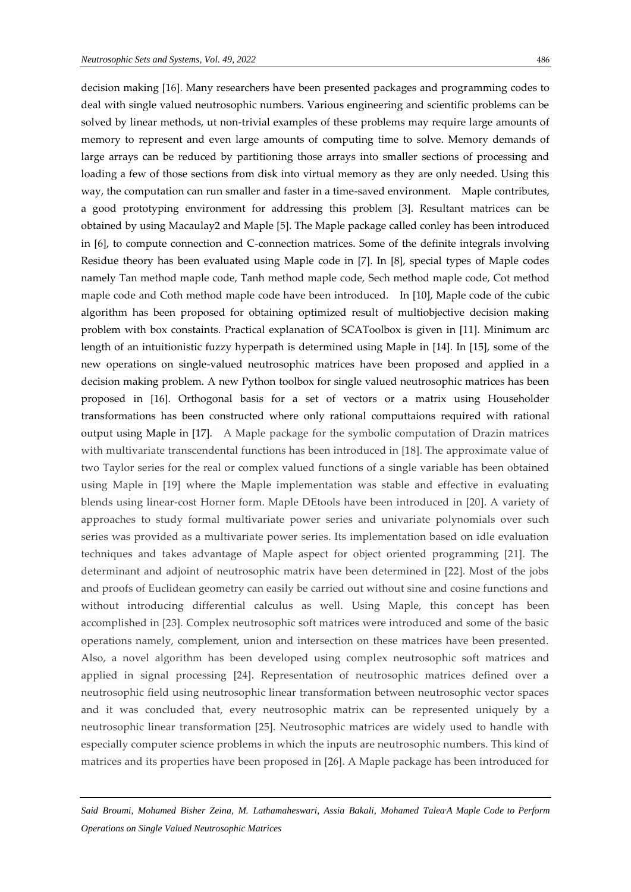decision making [16]. Many researchers have been presented packages and programming codes to deal with single valued neutrosophic numbers. Various engineering and scientific problems can be solved by linear methods, ut non-trivial examples of these problems may require large amounts of memory to represent and even large amounts of computing time to solve. Memory demands of large arrays can be reduced by partitioning those arrays into smaller sections of processing and loading a few of those sections from disk into virtual memory as they are only needed. Using this way, the computation can run smaller and faster in a time-saved environment. Maple contributes, a good prototyping environment for addressing this problem [3]. Resultant matrices can be obtained by using Macaulay2 and Maple [5]. The Maple package called conley has been introduced in [6], to compute connection and C-connection matrices. Some of the definite integrals involving Residue theory has been evaluated using Maple code in [7]. In [8], special types of Maple codes namely Tan method maple code, Tanh method maple code, Sech method maple code, Cot method maple code and Coth method maple code have been introduced. In [10], Maple code of the cubic algorithm has been proposed for obtaining optimized result of multiobjective decision making problem with box constaints. Practical explanation of SCAToolbox is given in [11]. Minimum arc length of an intuitionistic fuzzy hyperpath is determined using Maple in [14]. In [15], some of the new operations on single-valued neutrosophic matrices have been proposed and applied in a decision making problem. A new Python toolbox for single valued neutrosophic matrices has been proposed in [16]. Orthogonal basis for a set of vectors or a matrix using Householder transformations has been constructed where only rational computtaions required with rational output using Maple in [17]. A Maple package for the symbolic computation of Drazin matrices with multivariate transcendental functions has been introduced in [18]. The approximate value of two Taylor series for the real or complex valued functions of a single variable has been obtained using Maple in [19] where the Maple implementation was stable and effective in evaluating blends using linear-cost Horner form. Maple DEtools have been introduced in [20]. A variety of approaches to study formal multivariate power series and univariate polynomials over such series was provided as a multivariate power series. Its implementation based on idle evaluation techniques and takes advantage of Maple aspect for object oriented programming [21]. The determinant and adjoint of neutrosophic matrix have been determined in [22]. Most of the jobs and proofs of Euclidean geometry can easily be carried out without sine and cosine functions and without introducing differential calculus as well. Using Maple, this concept has been accomplished in [23]. Complex neutrosophic soft matrices were introduced and some of the basic operations namely, complement, union and intersection on these matrices have been presented. Also, a novel algorithm has been developed using complex neutrosophic soft matrices and applied in signal processing [24]. Representation of neutrosophic matrices defined over a neutrosophic field using neutrosophic linear transformation between neutrosophic vector spaces and it was concluded that, every neutrosophic matrix can be represented uniquely by a neutrosophic linear transformation [25]. Neutrosophic matrices are widely used to handle with especially computer science problems in which the inputs are neutrosophic numbers. This kind of matrices and its properties have been proposed in [26]. A Maple package has been introduced for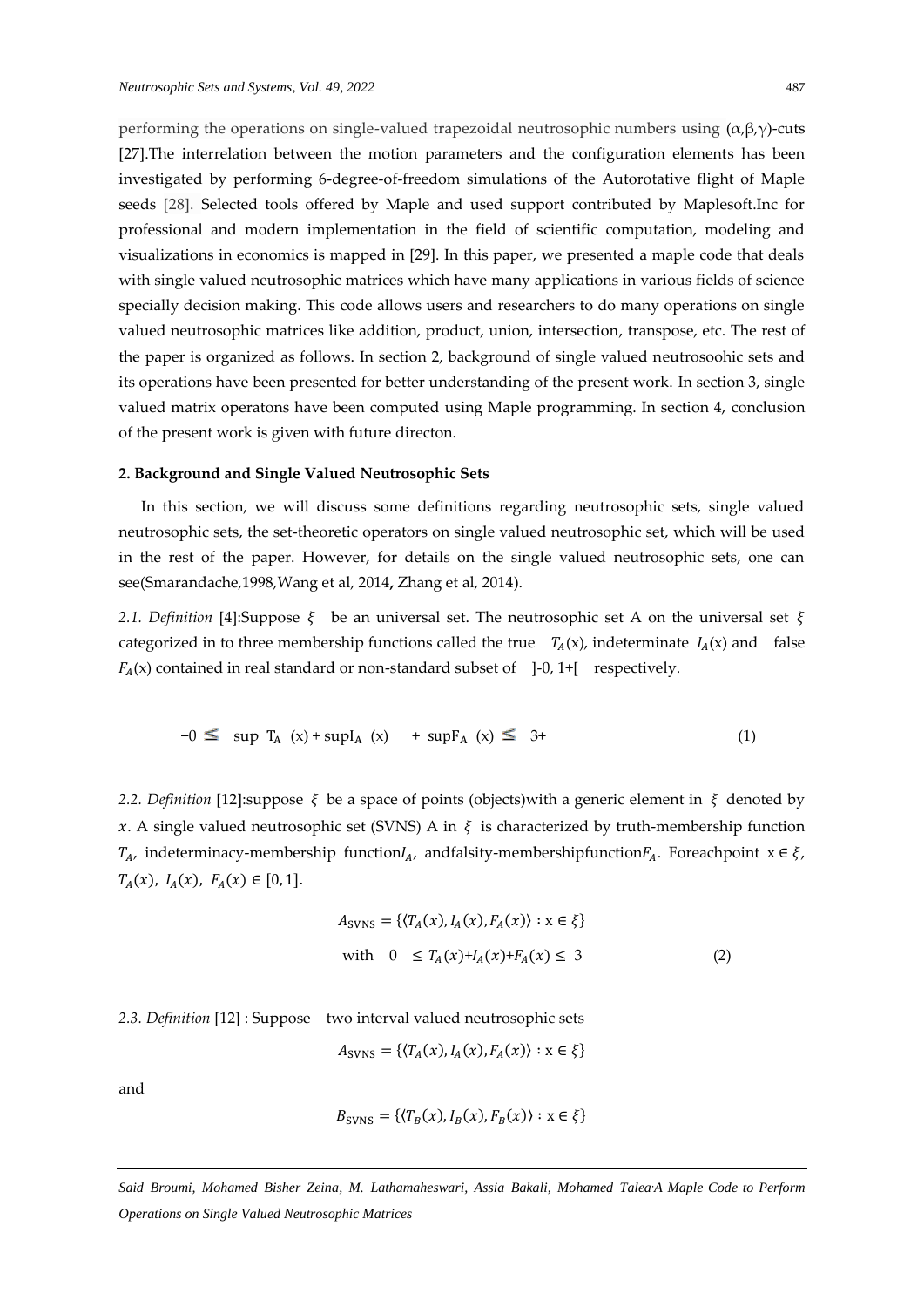performing the operations on single-valued trapezoidal neutrosophic numbers using (α,β,γ)-cuts [27].The interrelation between the motion parameters and the configuration elements has been investigated by performing 6-degree-of-freedom simulations of the Autorotative flight of Maple seeds [28]. Selected tools offered by Maple and used support contributed by Maplesoft.Inc for professional and modern implementation in the field of scientific computation, modeling and visualizations in economics is mapped in [29]. In this paper, we presented a maple code that deals with single valued neutrosophic matrices which have many applications in various fields of science specially decision making. This code allows users and researchers to do many operations on single valued neutrosophic matrices like addition, product, union, intersection, transpose, etc. The rest of the paper is organized as follows. In section 2, background of single valued neutrosoohic sets and its operations have been presented for better understanding of the present work. In section 3, single valued matrix operatons have been computed using Maple programming. In section 4, conclusion of the present work is given with future directon.

## 2. Background and Single Valued Neutrosophic Sets

In this section, we will discuss some definitions regarding neutrosophic sets, single valued neutrosophic sets, the set-theoretic operators on single valued neutrosophic set, which will be used in the rest of the paper. However, for details on the single valued neutrosophic sets, one can see(Smarandache,1998,Wang et al, 2014**,** Zhang et al, 2014).

*2.1. Definition* [4]:Suppose $\xi$ be an universal set. The neutrosophic set A on the universal set $\xi$ categorized in to three membership functions called the true $T_A$(x), indeterminate $I_A$(x) and false $F_A$(x) contained in real standard or non-standard subset of ]-0, 1+[ respectively.

$$-0 \leq \sup T_A(x) + \sup I_A(x) + \sup F_A(x) \leq 3+ \tag{1}$$

*2.2. Definition* [12]:suppose $\xi$ be a space of points (objects)with a generic element in $\xi$ denoted by $x$. A single valued neutrosophic set (SVNS) A in $\xi$ is characterized by truth-membership function $T_A$, indeterminacy-membership function$I_A$, andfalsity-membershipfunction$F_A$. Foreachpoint $x \in \xi$, $T_A(x)$, $I_A(x)$, $F_A(x) \in [0, 1]$.

$$A_{\text{SVNS}} = \{\langle T_A(x), I_A(x), F_A(x)\rangle : x \in \xi\}$$

$$\text{with} \quad 0 \leq T_A(x)+I_A(x)+F_A(x) \leq 3 \tag{2}$$

*2.3. Definition* [12] : Suppose two interval valued neutrosophic sets

$$A_{\text{SVNS}} = \{\langle T_A(x), I_A(x), F_A(x)\rangle : x \in \xi\}$$

and

$$B_{\text{SVNS}} = \{\langle T_B(x), I_B(x), F_B(x)\rangle : x \in \xi\}$$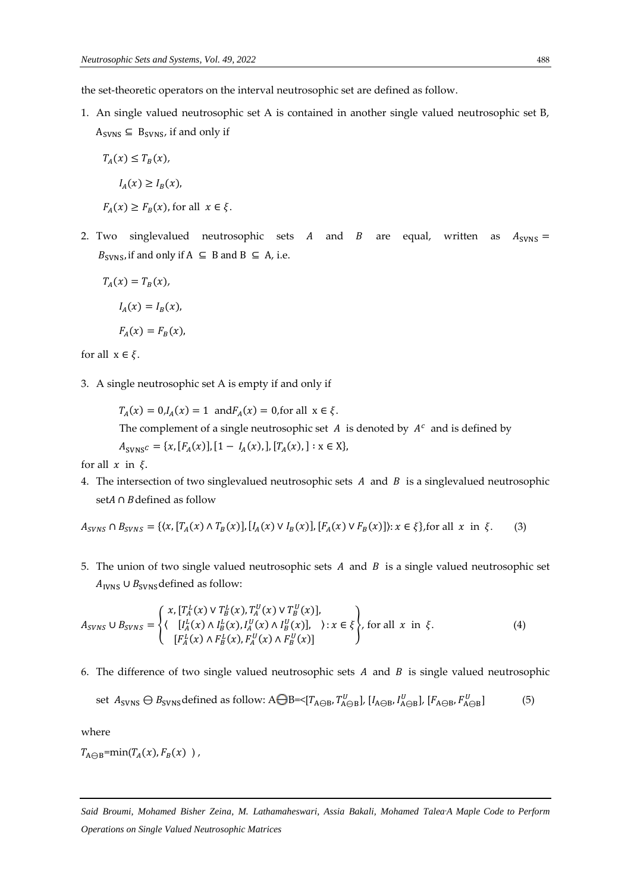the set-theoretic operators on the interval neutrosophic set are defined as follow.

1. An single valued neutrosophic set A is contained in another single valued neutrosophic set B, $A_{\text{SVNS}} \subseteq B_{\text{SVNS}}$, if and only if

   $T_A(x) \le T_B(x)$,

   $I_A(x) \ge I_B(x)$,

   $F_A(x) \ge F_B(x)$, for all $x \in \xi$.

2. Two singlevalued neutrosophic sets $A$ and $B$ are equal, written as $A_{\text{SVNS}} = B_{\text{SVNS}}$, if and only if $A \subseteq B$ and $B \subseteq A$, i.e.

   $T_A(x) = T_B(x)$,

   $I_A(x) = I_B(x)$,

   $F_A(x) = F_B(x)$,

for all $x \in \xi$.

3. A single neutrosophic set A is empty if and only if

   $T_A(x) = 0, I_A(x) = 1$ and $F_A(x) = 0$, for all $x \in \xi$.

   The complement of a single neutrosophic set $A$ is denoted by $A^c$ and is defined by

   $A_{\text{SVNS}^C} = \{x, [F_A(x)], [1 - I_A(x),], [T_A(x),] : x \in X\}$,

for all $x$ in $\xi$.

4. The intersection of two singlevalued neutrosophic sets $A$ and $B$ is a singlevalued neutrosophic set $A \cap B$ defined as follow

$$A_{SVNS} \cap B_{SVNS} = \{\langle x, [T_A(x) \wedge T_B(x)], [I_A(x) \vee I_B(x)], [F_A(x) \vee F_B(x)] \rangle : x \in \xi\}, \text{for all } x \text{ in } \xi. \quad (3)$$

5. The union of two single valued neutrosophic sets $A$ and $B$ is a single valued neutrosophic set $A_{\text{IVNS}} \cup B_{\text{SVNS}}$ defined as follow:

$$A_{SVNS} \cup B_{SVNS} = \left\{ \langle \begin{array}{l} x, [T_A^L(x) \vee T_B^L(x), T_A^U(x) \vee T_B^U(x)], \\ [I_A^L(x) \wedge I_B^L(x), I_A^U(x) \wedge I_B^U(x)], \\ [F_A^L(x) \wedge F_B^L(x), F_A^U(x) \wedge F_B^U(x)] \end{array} \rangle : x \in \xi \right\}, \text{for all } x \text{ in } \xi. \quad (4)$$

6. The difference of two single valued neutrosophic sets $A$ and $B$ is single valued neutrosophic set $A_{\text{SVNS}} \ominus B_{\text{SVNS}}$ defined as follow: $A \ominus B = <[T_{A\ominus B}, T^U_{A\ominus B}], [I_{A\ominus B}, I^U_{A\ominus B}], [F_{A\ominus B}, F^U_{A\ominus B}]$ (5)

where

$T_{A\ominus B} = \min(T_A(x), F_B(x))$,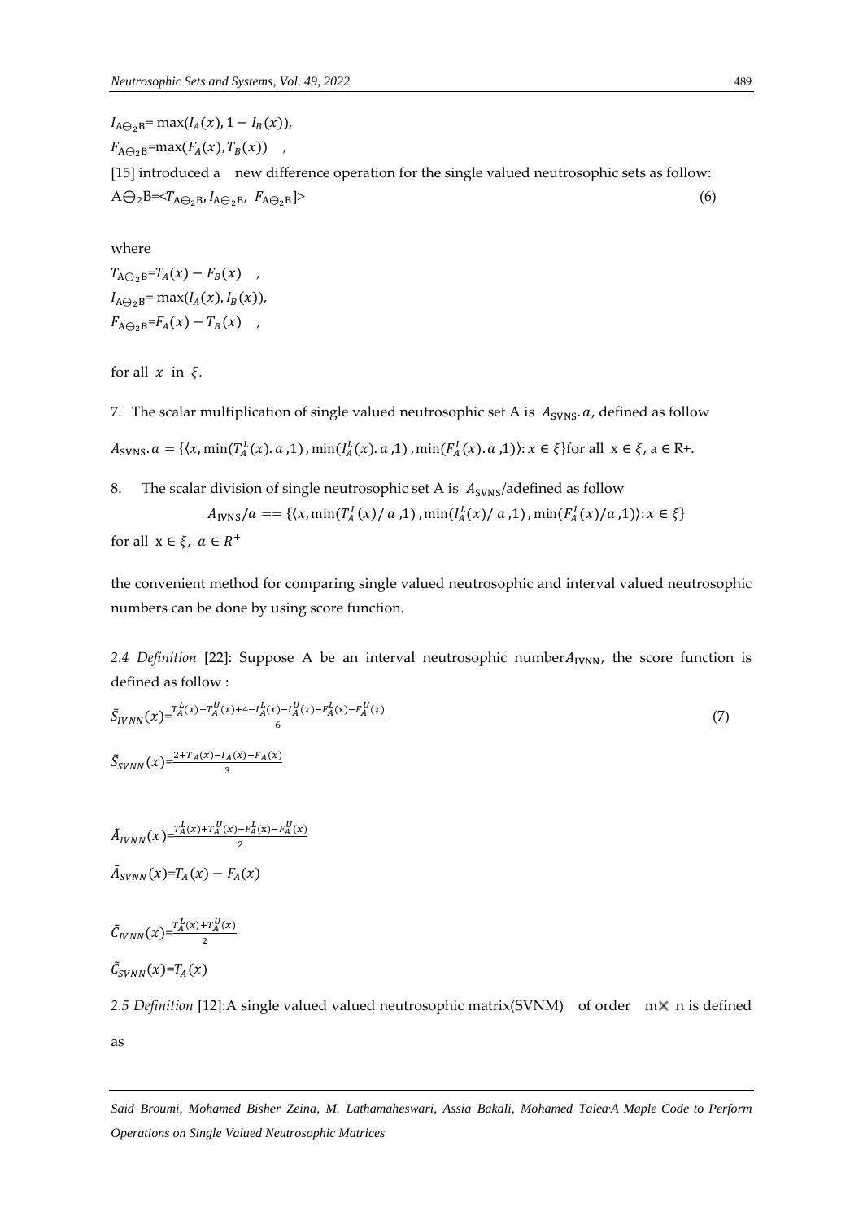$I_{A\ominus_2 B}$= $\max(I_A(x), 1 - I_B(x))$,

$F_{A\ominus_2 B}$=$\max(F_A(x), T_B(x))$ ,

[15] introduced a new difference operation for the single valued neutrosophic sets as follow:

$$A\ominus_2 B=<T_{A\ominus_2 B}, I_{A\ominus_2 B}, F_{A\ominus_2 B}]> \quad (6)$$

where

$T_{A\ominus_2 B}$=$T_A(x) - F_B(x)$ ,

$I_{A\ominus_2 B}$= $\max(I_A(x), I_B(x))$,

$F_{A\ominus_2 B}$=$F_A(x) - T_B(x)$ ,

for all $x$ in $\xi$.

7. The scalar multiplication of single valued neutrosophic set A is $A_{SVNS}.a$, defined as follow

$A_{SVNS}.a = \{\langle x, \min(T_A^L(x).a, 1), \min(I_A^L(x).a, 1), \min(F_A^L(x).a, 1)\rangle : x \in \xi\}$for all $x \in \xi$, $a \in$ R+.

8. The scalar division of single neutrosophic set A is $A_{SVNS}/a$defined as follow

$$A_{IVNS}/a == \{\langle x, \min(T_A^L(x)/a, 1), \min(I_A^L(x)/a, 1), \min(F_A^L(x)/a, 1)\rangle : x \in \xi\}$$

for all $x \in \xi$, $a \in R^+$

the convenient method for comparing single valued neutrosophic and interval valued neutrosophic numbers can be done by using score function.

*2.4 Definition* [22]: Suppose A be an interval neutrosophic number$A_{IVNN}$, the score function is defined as follow :

$$\tilde{S}_{IVNN}(x)=\frac{T_A^L(x)+T_A^U(x)+4-I_A^L(x)-I_A^U(x)-F_A^L(x)-F_A^U(x)}{6} \quad (7)$$

$$\tilde{S}_{SVNN}(x)=\frac{2+T_A(x)-I_A(x)-F_A(x)}{3}$$

$$\tilde{A}_{IVNN}(x)=\frac{T_A^L(x)+T_A^U(x)-F_A^L(x)-F_A^U(x)}{2}$$

$$\tilde{A}_{SVNN}(x)=T_A(x) - F_A(x)$$

$$\tilde{C}_{IVNN}(x)=\frac{T_A^L(x)+T_A^U(x)}{2}$$

$$\tilde{C}_{SVNN}(x)=T_A(x)$$

*2.5 Definition* [12]:A single valued valued neutrosophic matrix(SVNM) of order m$\times$ n is defined as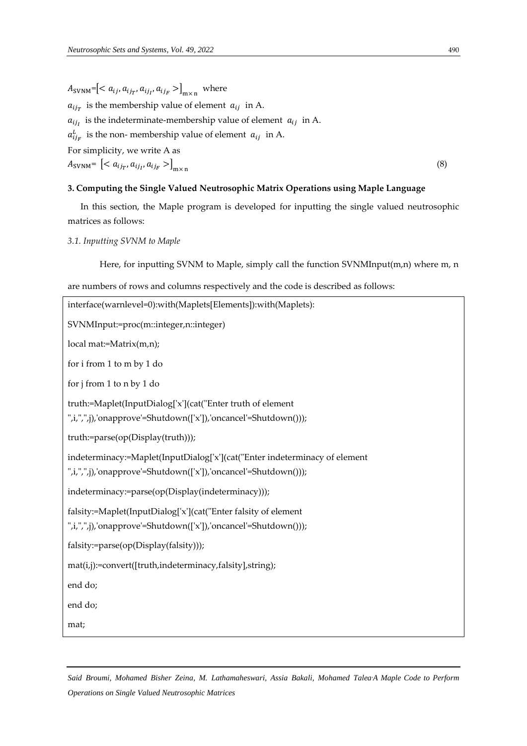$A_{\text{SVNM}}=\left[< a_{ij}, a_{ij_T}, a_{ij_I}, a_{ij_F} >\right]_{\text{m}\times\text{n}}$ where

$a_{ij_T}$ is the membership value of element $a_{ij}$ in A.

$a_{ij_I}$ is the indeterminate-membership value of element $a_{ij}$ in A.

$a^L_{ij_F}$ is the non- membership value of element $a_{ij}$ in A.

For simplicity, we write A as

$$A_{\text{SVNM}}= \left[< a_{ij_T}, a_{ij_I}, a_{ij_F} >\right]_{\text{m}\times\text{n}} \tag{8}$$

## 3. Computing the Single Valued Neutrosophic Matrix Operations using Maple Language

In this section, the Maple program is developed for inputting the single valued neutrosophic matrices as follows:

### *3.1. Inputting SVNM to Maple*

Here, for inputting SVNM to Maple, simply call the function SVNMInput(m,n) where m, n are numbers of rows and columns respectively and the code is described as follows:

```
interface(warnlevel=0):with(Maplets[Elements]):with(Maplets):
SVNMInput:=proc(m::integer,n::integer)
local mat:=Matrix(m,n);
for i from 1 to m by 1 do
for j from 1 to n by 1 do
truth:=Maplet(InputDialog['x'](cat("Enter truth of element
",i,",",j),'onapprove'=Shutdown(['x']),'oncancel'=Shutdown()));
truth:=parse(op(Display(truth)));
indeterminacy:=Maplet(InputDialog['x'](cat("Enter indeterminacy of element
",i,",",j),'onapprove'=Shutdown(['x']),'oncancel'=Shutdown()));
indeterminacy:=parse(op(Display(indeterminacy)));
falsity:=Maplet(InputDialog['x'](cat("Enter falsity of element
",i,",",j),'onapprove'=Shutdown(['x']),'oncancel'=Shutdown()));
falsity:=parse(op(Display(falsity)));
mat(i,j):=convert([truth,indeterminacy,falsity],string);
end do;
end do;
mat;
```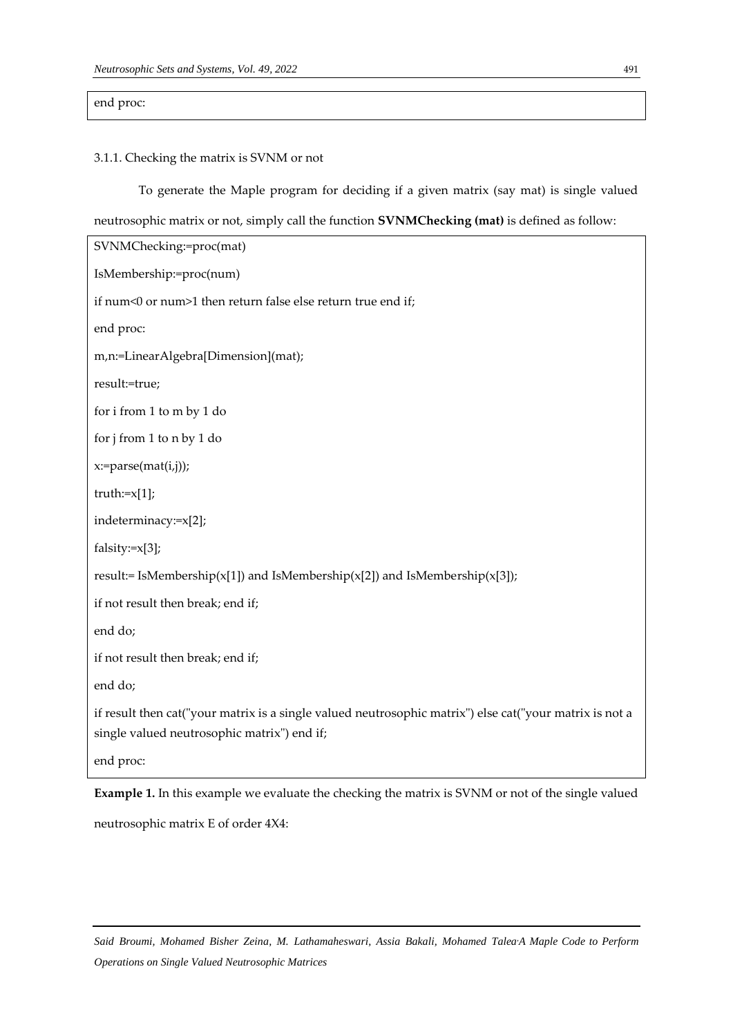```
end proc:
```

3.1.1. Checking the matrix is SVNM or not

To generate the Maple program for deciding if a given matrix (say mat) is single valued neutrosophic matrix or not, simply call the function **SVNMChecking (mat)** is defined as follow:

```
SVNMChecking:=proc(mat)
IsMembership:=proc(num)
if num<0 or num>1 then return false else return true end if;
end proc:
m,n:=LinearAlgebra[Dimension](mat);
result:=true;
for i from 1 to m by 1 do
for j from 1 to n by 1 do
x:=parse(mat(i,j));
truth:=x[1];
indeterminacy:=x[2];
falsity:=x[3];
result:= IsMembership(x[1]) and IsMembership(x[2]) and IsMembership(x[3]);
if not result then break; end if;
end do;
if not result then break; end if;
end do;
if result then cat("your matrix is a single valued neutrosophic matrix") else cat("your matrix is not a single valued neutrosophic matrix") end if;
end proc:
```

**Example 1.** In this example we evaluate the checking the matrix is SVNM or not of the single valued neutrosophic matrix E of order 4X4: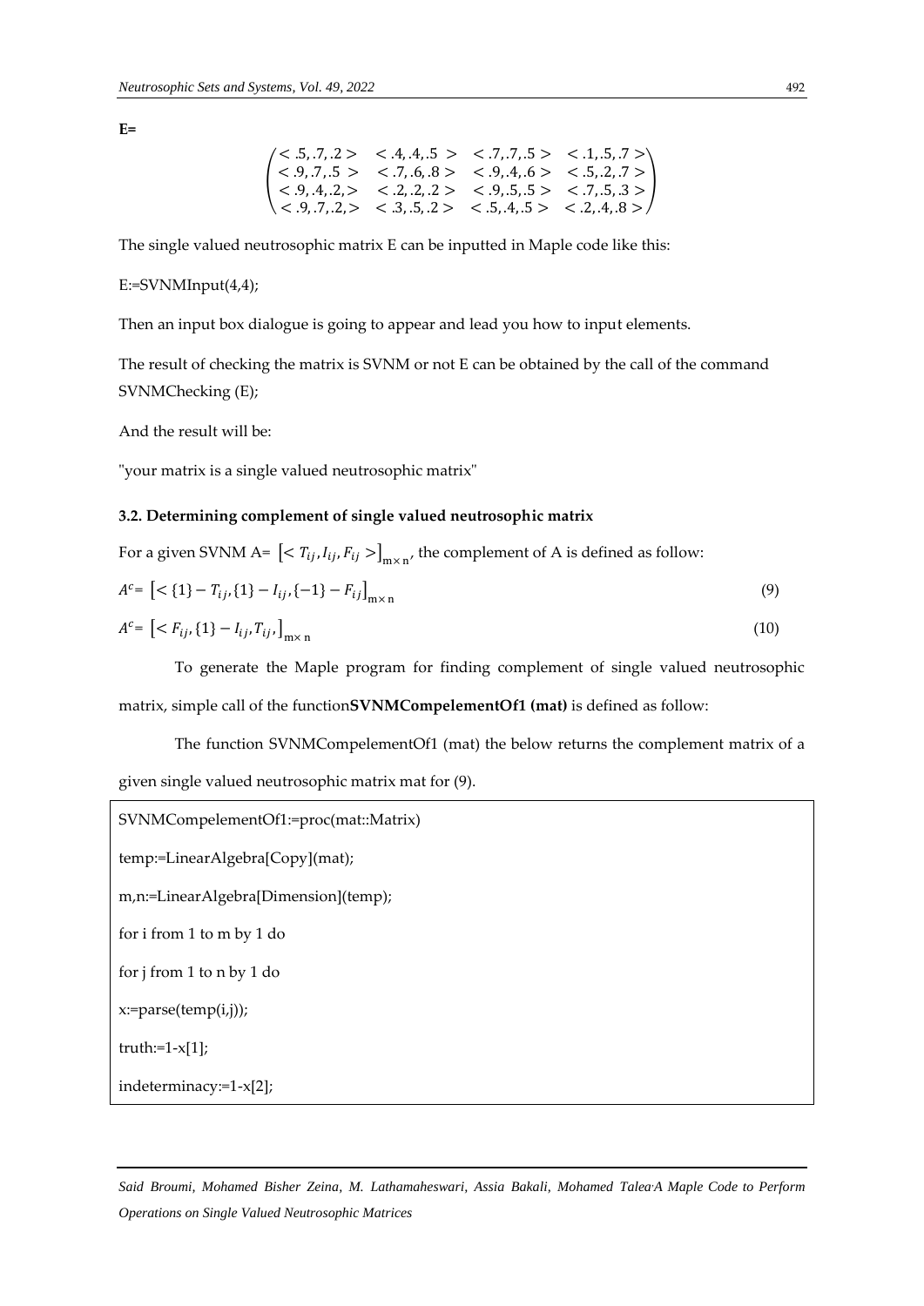**E=**

$$\begin{pmatrix} <.5,.7,.2> & <.4,.4,.5\ > & <.7,.7,.5> & <.1,.5,.7> \\ <.9,.7,.5\ > & <.7,.6,.8> & <.9,.4,.6> & <.5,.2,.7> \\ <.9,.4,.2,> & <.2,.2,.2> & <.9,.5,.5> & <.7,.5,.3> \\ <.9,.7,.2,> & <.3,.5,.2> & <.5,.4,.5> & <.2,.4,.8> \end{pmatrix}$$

The single valued neutrosophic matrix E can be inputted in Maple code like this:

E:=SVNMInput(4,4);

Then an input box dialogue is going to appear and lead you how to input elements.

The result of checking the matrix is SVNM or not E can be obtained by the call of the command SVNMChecking (E);

And the result will be:

"your matrix is a single valued neutrosophic matrix"

### 3.2. Determining complement of single valued neutrosophic matrix

For a given SVNM A= $\left[< T_{ij}, I_{ij}, F_{ij} >\right]_{\mathrm{m}\times\mathrm{n}}$, the complement of A is defined as follow:

$$A^c = \left[< \{1\} - T_{ij}, \{1\} - I_{ij}, \{-1\} - F_{ij}\right]_{\mathrm{m}\times\mathrm{n}} \tag{9}$$

$$A^c = \left[< F_{ij}, \{1\} - I_{ij}, T_{ij},\right]_{\mathrm{m}\times\mathrm{n}} \tag{10}$$

To generate the Maple program for finding complement of single valued neutrosophic matrix, simple call of the function**SVNMCompelementOf1 (mat)** is defined as follow:

The function SVNMCompelementOf1 (mat) the below returns the complement matrix of a given single valued neutrosophic matrix mat for (9).

```
SVNMCompelementOf1:=proc(mat::Matrix)
temp:=LinearAlgebra[Copy](mat);
m,n:=LinearAlgebra[Dimension](temp);
for i from 1 to m by 1 do
for j from 1 to n by 1 do
x:=parse(temp(i,j));
truth:=1-x[1];
indeterminacy:=1-x[2];
```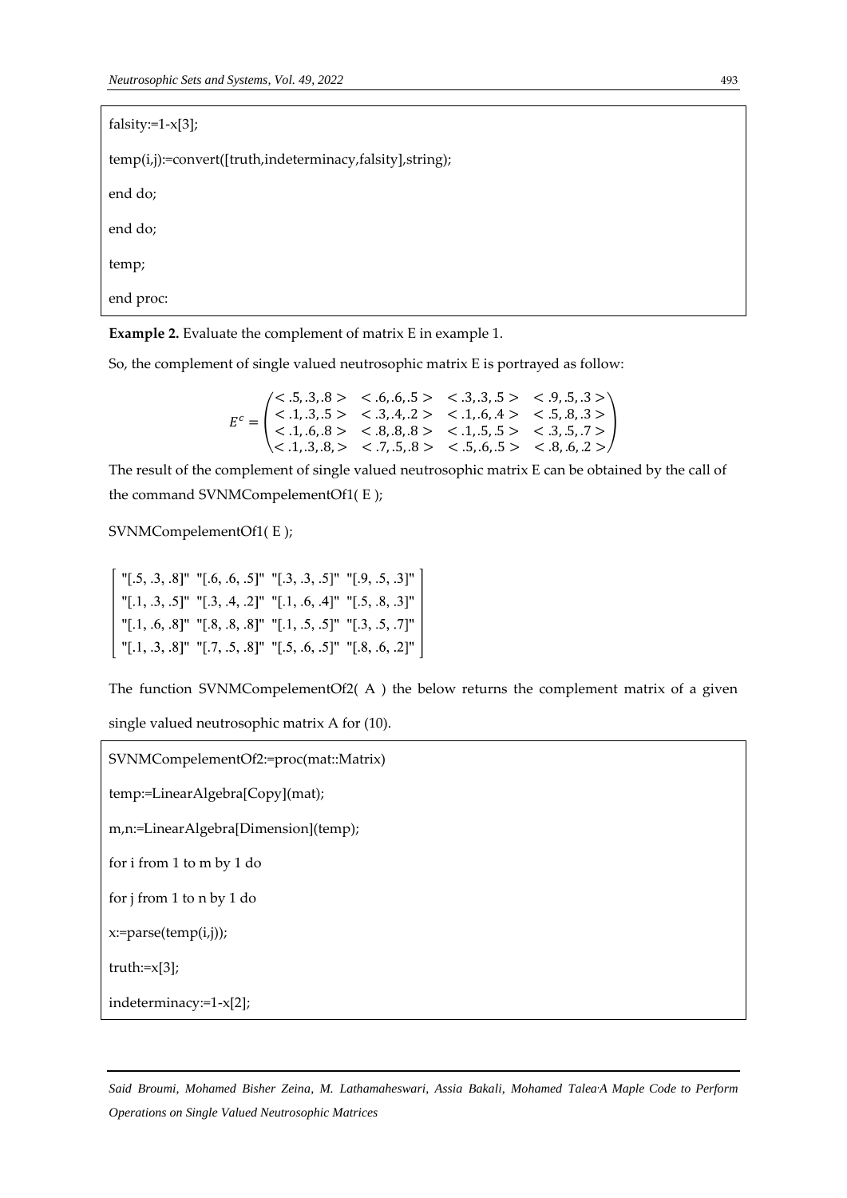```
falsity:=1-x[3];
temp(i,j):=convert([truth,indeterminacy,falsity],string);
end do;
end do;
temp;
end proc:
```

**Example 2.** Evaluate the complement of matrix E in example 1.

So, the complement of single valued neutrosophic matrix E is portrayed as follow:

$$E^c = \begin{pmatrix} <.5,.3,.8> & <.6,.6,.5> & <.3,.3,.5> & <.9,.5,.3> \\ <.1,.3,.5> & <.3,.4,.2> & <.1,.6,.4> & <.5,.8,.3> \\ <.1,.6,.8> & <.8,.8,.8> & <.1,.5,.5> & <.3,.5,.7> \\ <.1,.3,.8,> & <.7,.5,.8> & <.5,.6,.5> & <.8,.6,.2> \end{pmatrix}$$

The result of the complement of single valued neutrosophic matrix E can be obtained by the call of the command SVNMCompelementOf1( E );

SVNMCompelementOf1( E );

$$\begin{bmatrix} \text{"[.5, .3, .8]"} & \text{"[.6, .6, .5]"} & \text{"[.3, .3, .5]"} & \text{"[.9, .5, .3]"} \\ \text{"[.1, .3, .5]"} & \text{"[.3, .4, .2]"} & \text{"[.1, .6, .4]"} & \text{"[.5, .8, .3]"} \\ \text{"[.1, .6, .8]"} & \text{"[.8, .8, .8]"} & \text{"[.1, .5, .5]"} & \text{"[.3, .5, .7]"} \\ \text{"[.1, .3, .8]"} & \text{"[.7, .5, .8]"} & \text{"[.5, .6, .5]"} & \text{"[.8, .6, .2]"} \end{bmatrix}$$

The function SVNMCompelementOf2( A ) the below returns the complement matrix of a given single valued neutrosophic matrix A for (10).

```
SVNMCompelementOf2:=proc(mat::Matrix)
temp:=LinearAlgebra[Copy](mat);
m,n:=LinearAlgebra[Dimension](temp);
for i from 1 to m by 1 do
for j from 1 to n by 1 do
x:=parse(temp(i,j));
truth:=x[3];
indeterminacy:=1-x[2];
```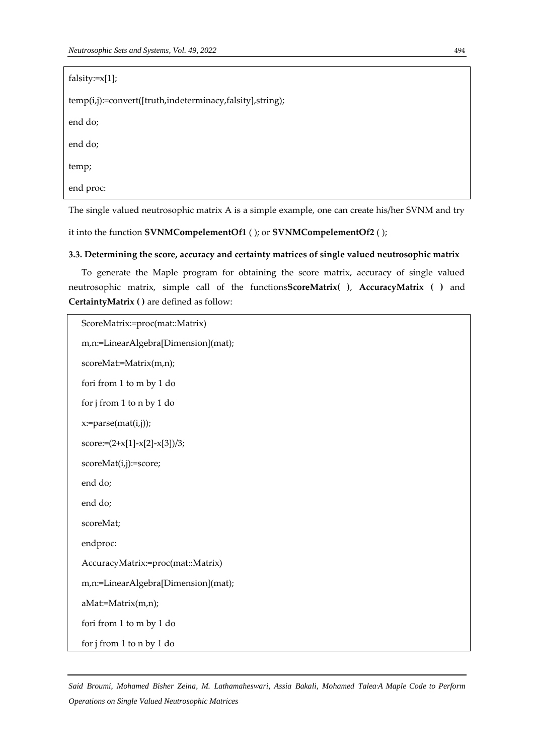```
falsity:=x[1];
temp(i,j):=convert([truth,indeterminacy,falsity],string);
end do;
end do;
temp;
end proc:
```

The single valued neutrosophic matrix A is a simple example, one can create his/her SVNM and try it into the function **SVNMCompelementOf1** ( ); or **SVNMCompelementOf2** ( );

### 3.3. Determining the score, accuracy and certainty matrices of single valued neutrosophic matrix

To generate the Maple program for obtaining the score matrix, accuracy of single valued neutrosophic matrix, simple call of the functions**ScoreMatrix( )**, **AccuracyMatrix ( )** and **CertaintyMatrix ( )** are defined as follow:

```
ScoreMatrix:=proc(mat::Matrix)
m,n:=LinearAlgebra[Dimension](mat);
scoreMat:=Matrix(m,n);
fori from 1 to m by 1 do
for j from 1 to n by 1 do
x:=parse(mat(i,j));
score:=(2+x[1]-x[2]-x[3])/3;
scoreMat(i,j):=score;
end do;
end do;
scoreMat;
endproc:
AccuracyMatrix:=proc(mat::Matrix)
m,n:=LinearAlgebra[Dimension](mat);
aMat:=Matrix(m,n);
fori from 1 to m by 1 do
for j from 1 to n by 1 do
```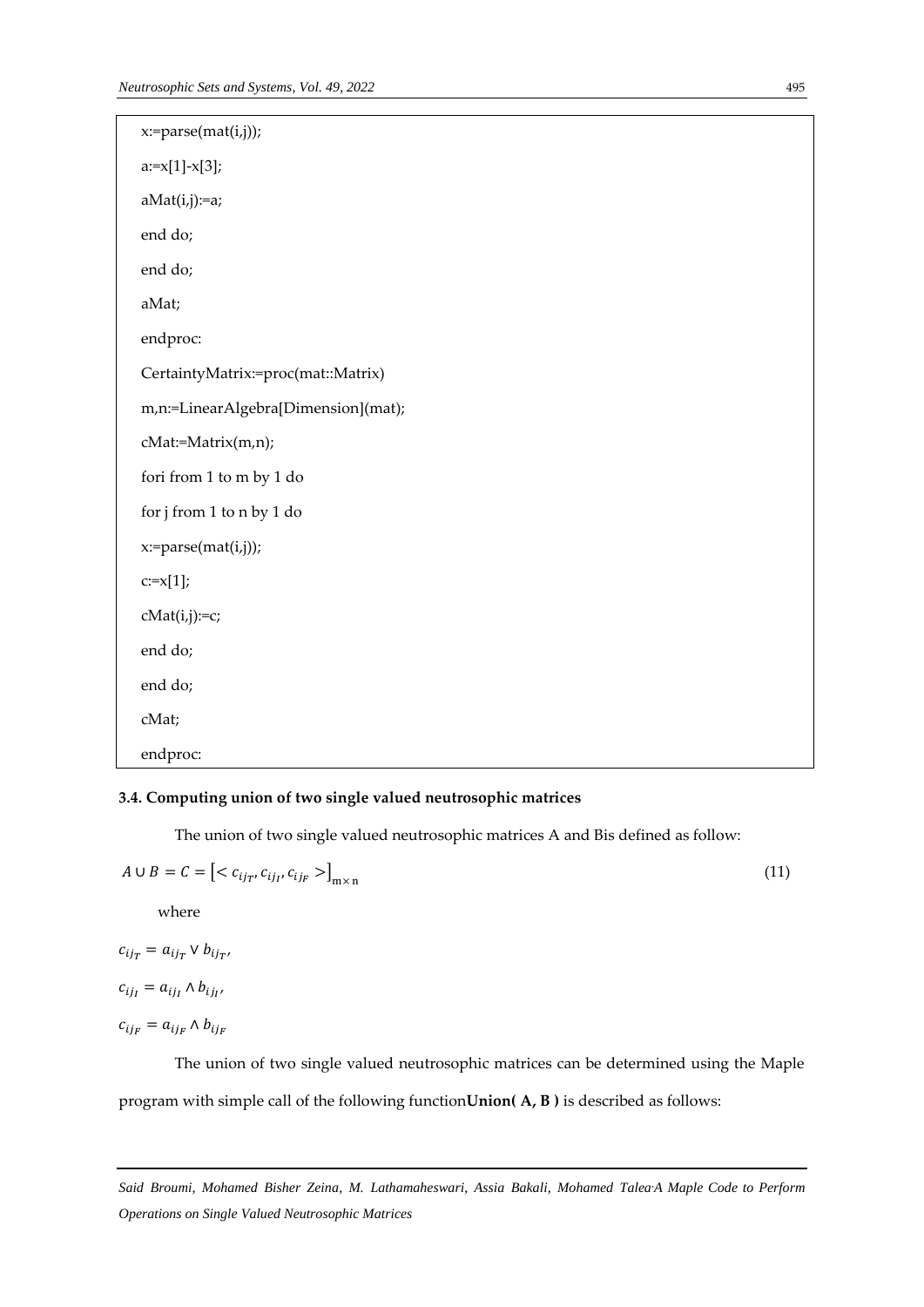```
x:=parse(mat(i,j));
a:=x[1]-x[3];
aMat(i,j):=a;
end do;
end do;
aMat;
endproc:
CertaintyMatrix:=proc(mat::Matrix)
m,n:=LinearAlgebra[Dimension](mat);
cMat:=Matrix(m,n);
fori from 1 to m by 1 do
for j from 1 to n by 1 do
x:=parse(mat(i,j));
c:=x[1];
cMat(i,j):=c;
end do;
end do;
cMat;
endproc:
```

### 3.4. Computing union of two single valued neutrosophic matrices

The union of two single valued neutrosophic matrices A and Bis defined as follow:

$$A \cup B = C = \left[< c_{ij_T}, c_{ij_I}, c_{ij_F} >\right]_{m\times n} \tag{11}$$

where

$c_{ij_T} = a_{ij_T} \vee b_{ij_T}$,

$c_{ij_I} = a_{ij_I} \wedge b_{ij_I}$,

$c_{ij_F} = a_{ij_F} \wedge b_{ij_F}$

The union of two single valued neutrosophic matrices can be determined using the Maple program with simple call of the following function**Union( A, B )** is described as follows: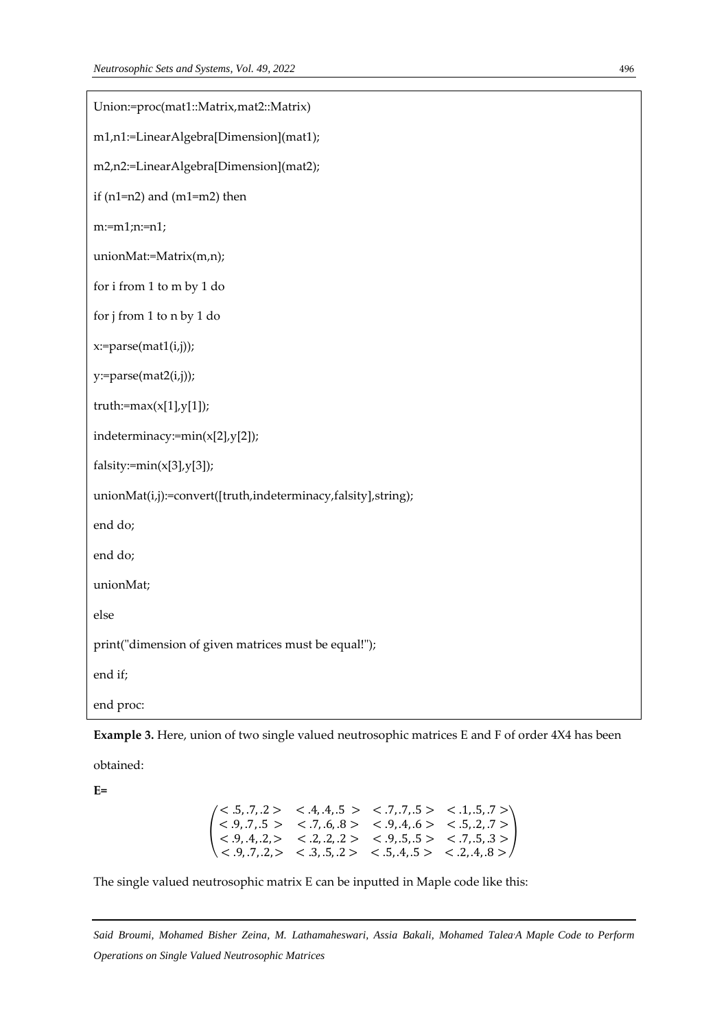```
Union:=proc(mat1::Matrix,mat2::Matrix)

m1,n1:=LinearAlgebra[Dimension](mat1);

m2,n2:=LinearAlgebra[Dimension](mat2);

if (n1=n2) and (m1=m2) then

m:=m1;n:=n1;

unionMat:=Matrix(m,n);

for i from 1 to m by 1 do

for j from 1 to n by 1 do

x:=parse(mat1(i,j));

y:=parse(mat2(i,j));

truth:=max(x[1],y[1]);

indeterminacy:=min(x[2],y[2]);

falsity:=min(x[3],y[3]);

unionMat(i,j):=convert([truth,indeterminacy,falsity],string);

end do;

end do;

unionMat;

else

print("dimension of given matrices must be equal!");

end if;

end proc:
```

**Example 3.** Here, union of two single valued neutrosophic matrices E and F of order 4X4 has been obtained:

**E=**

$$\begin{pmatrix} <.5,.7,.2> & <.4,.4,.5> & <.7,.7,.5> & <.1,.5,.7> \\ <.9,.7,.5> & <.7,.6,.8> & <.9,.4,.6> & <.5,.2,.7> \\ <.9,.4,.2,> & <.2,.2,.2> & <.9,.5,.5> & <.7,.5,.3> \\ <.9,.7,.2,> & <.3,.5,.2> & <.5,.4,.5> & <.2,.4,.8> \end{pmatrix}$$

The single valued neutrosophic matrix E can be inputted in Maple code like this: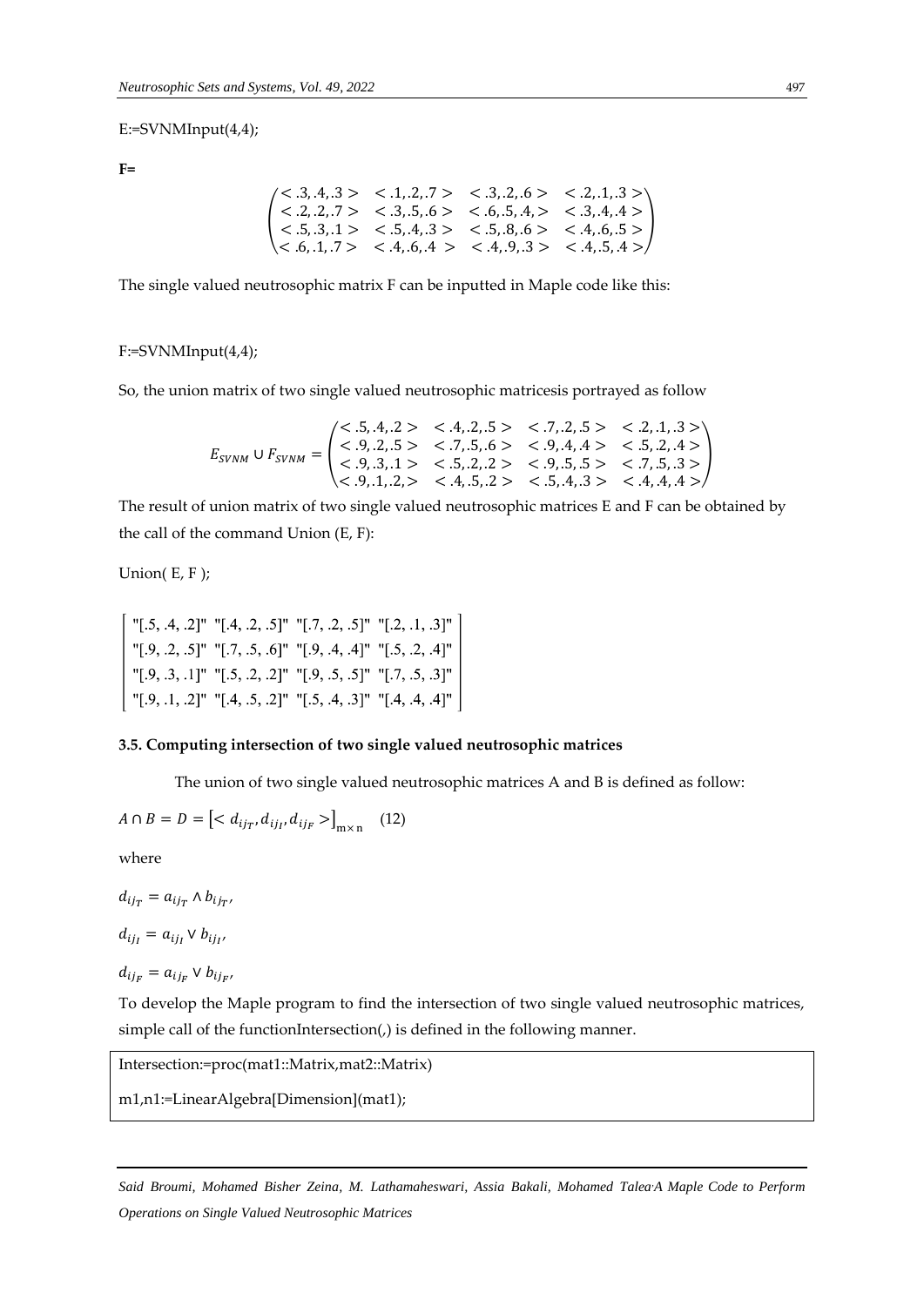E:=SVNMInput(4,4);

**F=**

$$\begin{pmatrix} <.3,.4,.3> & <.1,.2,.7> & <.3,.2,.6> & <.2,.1,.3> \\ <.2,.2,.7> & <.3,.5,.6> & <.6,.5,.4,> & <.3,.4,.4> \\ <.5,.3,.1> & <.5,.4,.3> & <.5,.8,.6> & <.4,.6,.5> \\ <.6,.1,.7> & <.4,.6,.4> & <.4,.9,.3> & <.4,.5,.4> \end{pmatrix}$$

The single valued neutrosophic matrix F can be inputted in Maple code like this:

F:=SVNMInput(4,4);

So, the union matrix of two single valued neutrosophic matricesis portrayed as follow

$$E_{SVNM} \cup F_{SVNM} = \begin{pmatrix} <.5,.4,.2> & <.4,.2,.5> & <.7,.2,.5> & <.2,.1,.3> \\ <.9,.2,.5> & <.7,.5,.6> & <.9,.4,.4> & <.5,.2,.4> \\ <.9,.3,.1> & <.5,.2,.2> & <.9,.5,.5> & <.7,.5,.3> \\ <.9,.1,.2,> & <.4,.5,.2> & <.5,.4,.3> & <.4,.4,.4> \end{pmatrix}$$

The result of union matrix of two single valued neutrosophic matrices E and F can be obtained by the call of the command Union (E, F):

Union( E, F );

$$\begin{bmatrix} \text{"[.5, .4, .2]"} & \text{"[.4, .2, .5]"} & \text{"[.7, .2, .5]"} & \text{"[.2, .1, .3]"} \\ \text{"[.9, .2, .5]"} & \text{"[.7, .5, .6]"} & \text{"[.9, .4, .4]"} & \text{"[.5, .2, .4]"} \\ \text{"[.9, .3, .1]"} & \text{"[.5, .2, .2]"} & \text{"[.9, .5, .5]"} & \text{"[.7, .5, .3]"} \\ \text{"[.9, .1, .2]"} & \text{"[.4, .5, .2]"} & \text{"[.5, .4, .3]"} & \text{"[.4, .4, .4]"} \end{bmatrix}$$

### 3.5. Computing intersection of two single valued neutrosophic matrices

The union of two single valued neutrosophic matrices A and B is defined as follow:

$$A \cap B = D = \left[< d_{ij_T}, d_{ij_I}, d_{ij_F} >\right]_{m\times n} \quad (12)$$

where

$d_{ij_T} = a_{ij_T} \wedge b_{ij_T}$,

$d_{ij_I} = a_{ij_I} \vee b_{ij_I}$,

$d_{ij_F} = a_{ij_F} \vee b_{ij_F}$,

To develop the Maple program to find the intersection of two single valued neutrosophic matrices, simple call of the functionIntersection(,) is defined in the following manner.

```
Intersection:=proc(mat1::Matrix,mat2::Matrix)
m1,n1:=LinearAlgebra[Dimension](mat1);
```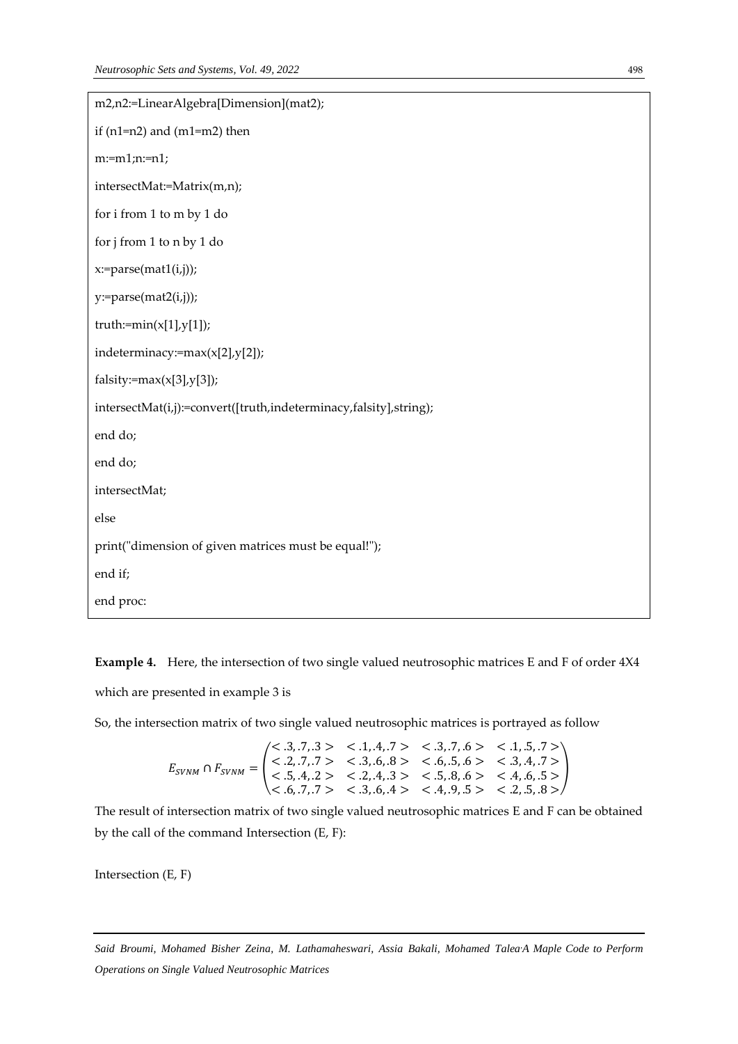```
m2,n2:=LinearAlgebra[Dimension](mat2);
if (n1=n2) and (m1=m2) then
m:=m1;n:=n1;
intersectMat:=Matrix(m,n);
for i from 1 to m by 1 do
for j from 1 to n by 1 do
x:=parse(mat1(i,j));
y:=parse(mat2(i,j));
truth:=min(x[1],y[1]);
indeterminacy:=max(x[2],y[2]);
falsity:=max(x[3],y[3]);
intersectMat(i,j):=convert([truth,indeterminacy,falsity],string);
end do;
end do;
intersectMat;
else
print("dimension of given matrices must be equal!");
end if;
end proc:
```

**Example 4.** Here, the intersection of two single valued neutrosophic matrices E and F of order 4X4 which are presented in example 3 is

So, the intersection matrix of two single valued neutrosophic matrices is portrayed as follow

$$E_{SVNM} \cap F_{SVNM} = \begin{pmatrix} <.3,.7,.3> & <.1,.4,.7> & <.3,.7,.6> & <.1,.5,.7> \\ <.2,.7,.7> & <.3,.6,.8> & <.6,.5,.6> & <.3,.4,.7> \\ <.5,.4,.2> & <.2,.4,.3> & <.5,.8,.6> & <.4,.6,.5> \\ <.6,.7,.7> & <.3,.6,.4> & <.4,.9,.5> & <.2,.5,.8> \end{pmatrix}$$

The result of intersection matrix of two single valued neutrosophic matrices E and F can be obtained by the call of the command Intersection (E, F):

Intersection (E, F)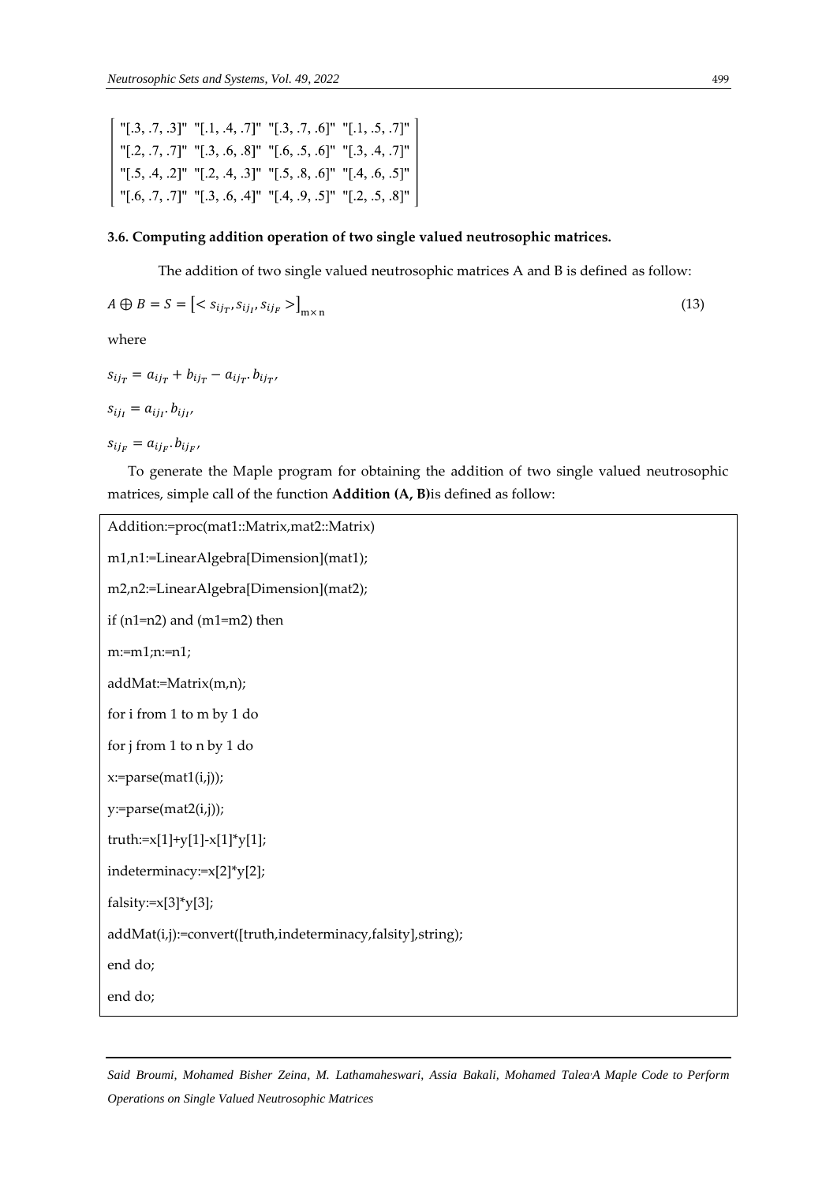$$\begin{bmatrix} "[.3, .7, .3]" & "[.1, .4, .7]" & "[.3, .7, .6]" & "[.1, .5, .7]" \\ "[.2, .7, .7]" & "[.3, .6, .8]" & "[.6, .5, .6]" & "[.3, .4, .7]" \\ "[.5, .4, .2]" & "[.2, .4, .3]" & "[.5, .8, .6]" & "[.4, .6, .5]" \\ "[.6, .7, .7]" & "[.3, .6, .4]" & "[.4, .9, .5]" & "[.2, .5, .8]" \end{bmatrix}$$

### 3.6. Computing addition operation of two single valued neutrosophic matrices.

The addition of two single valued neutrosophic matrices A and B is defined as follow:

$$A \oplus B = S = \left[ < s_{ij_T}, s_{ij_I}, s_{ij_F} > \right]_{m \times n} \tag{13}$$

where

$s_{ij_T} = a_{ij_T} + b_{ij_T} - a_{ij_T} . b_{ij_T}$,

$s_{ij_I} = a_{ij_I} . b_{ij_I}$,

$s_{ij_F} = a_{ij_F} . b_{ij_F}$,

To generate the Maple program for obtaining the addition of two single valued neutrosophic matrices, simple call of the function **Addition (A, B)** is defined as follow:

```
Addition:=proc(mat1::Matrix,mat2::Matrix)
m1,n1:=LinearAlgebra[Dimension](mat1);
m2,n2:=LinearAlgebra[Dimension](mat2);
if (n1=n2) and (m1=m2) then
m:=m1;n:=n1;
addMat:=Matrix(m,n);
for i from 1 to m by 1 do
for j from 1 to n by 1 do
x:=parse(mat1(i,j));
y:=parse(mat2(i,j));
truth:=x[1]+y[1]-x[1]*y[1];
indeterminacy:=x[2]*y[2];
falsity:=x[3]*y[3];
addMat(i,j):=convert([truth,indeterminacy,falsity],string);
end do;
end do;
```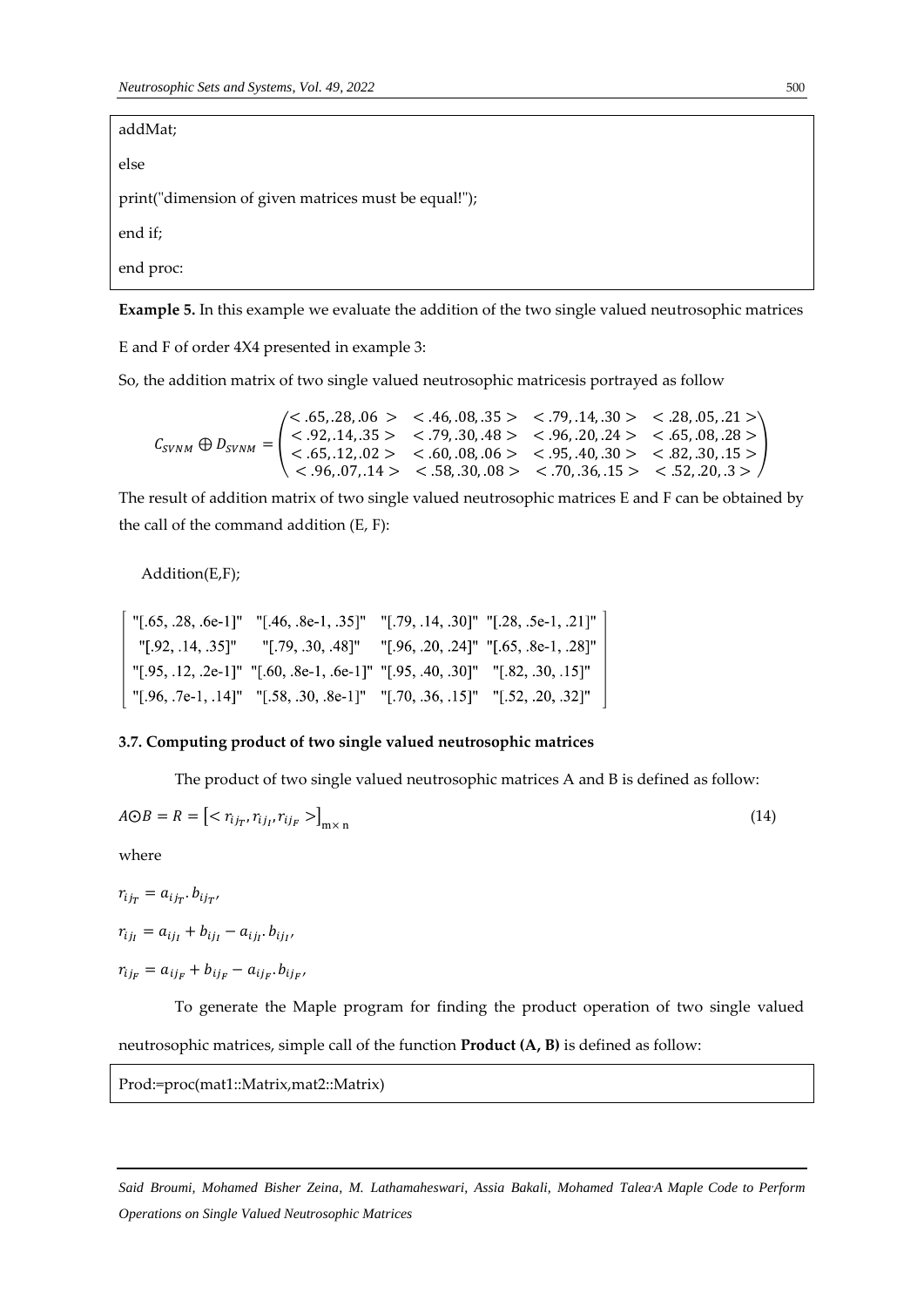```
addMat;
else
print("dimension of given matrices must be equal!");
end if;
end proc:
```

**Example 5.** In this example we evaluate the addition of the two single valued neutrosophic matrices E and F of order 4X4 presented in example 3:

So, the addition matrix of two single valued neutrosophic matricesis portrayed as follow

$$C_{SVNM} \oplus D_{SVNM} = \begin{pmatrix} <.65,.28,.06> & <.46,.08,.35> & <.79,.14,.30> & <.28,.05,.21> \\ <.92,.14,.35> & <.79,.30,.48> & <.96,.20,.24> & <.65,.08,.28> \\ <.65,.12,.02> & <.60,.08,.06> & <.95,.40,.30> & <.82,.30,.15> \\ <.96,.07,.14> & <.58,.30,.08> & <.70,.36,.15> & <.52,.20,.3> \end{pmatrix}$$

The result of addition matrix of two single valued neutrosophic matrices E and F can be obtained by the call of the command addition (E, F):

```
Addition(E,F);
```

$$\begin{bmatrix} "[.65, .28, .6e-1]" & "[.46, .8e-1, .35]" & "[.79, .14, .30]" & "[.28, .5e-1, .21]" \\ "[.92, .14, .35]" & "[.79, .30, .48]" & "[.96, .20, .24]" & "[.65, .8e-1, .28]" \\ "[.95, .12, .2e-1]" & "[.60, .8e-1, .6e-1]" & "[.95, .40, .30]" & "[.82, .30, .15]" \\ "[.96, .7e-1, .14]" & "[.58, .30, .8e-1]" & "[.70, .36, .15]" & "[.52, .20, .32]" \end{bmatrix}$$

### 3.7. Computing product of two single valued neutrosophic matrices

The product of two single valued neutrosophic matrices A and B is defined as follow:

$$A \odot B = R = \left[< r_{ij_T}, r_{ij_I}, r_{ij_F} >\right]_{m \times n} \tag{14}$$

where

$r_{ij_T} = a_{ij_T}.\, b_{ij_T}$,

$r_{ij_I} = a_{ij_I} + b_{ij_I} - a_{ij_I}.\, b_{ij_I}$,

$r_{ij_F} = a_{ij_F} + b_{ij_F} - a_{ij_F}.\, b_{ij_F}$,

To generate the Maple program for finding the product operation of two single valued neutrosophic matrices, simple call of the function **Product (A, B)** is defined as follow:

```
Prod:=proc(mat1::Matrix,mat2::Matrix)
```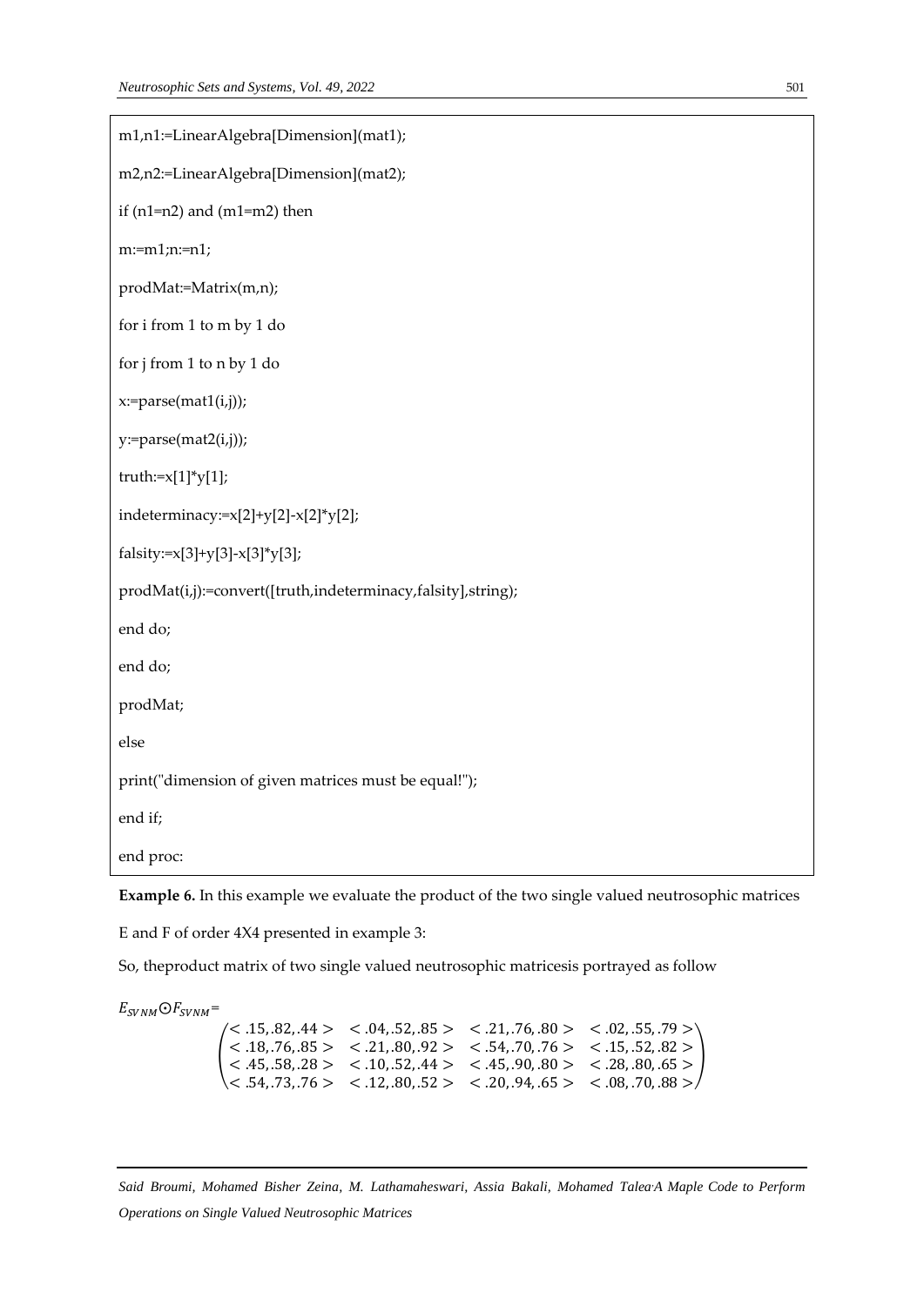```
m1,n1:=LinearAlgebra[Dimension](mat1);

m2,n2:=LinearAlgebra[Dimension](mat2);

if (n1=n2) and (m1=m2) then

m:=m1;n:=n1;

prodMat:=Matrix(m,n);

for i from 1 to m by 1 do

for j from 1 to n by 1 do

x:=parse(mat1(i,j));

y:=parse(mat2(i,j));

truth:=x[1]*y[1];

indeterminacy:=x[2]+y[2]-x[2]*y[2];

falsity:=x[3]+y[3]-x[3]*y[3];

prodMat(i,j):=convert([truth,indeterminacy,falsity],string);

end do;

end do;

prodMat;

else

print("dimension of given matrices must be equal!");

end if;

end proc:
```

**Example 6.** In this example we evaluate the product of the two single valued neutrosophic matrices E and F of order 4X4 presented in example 3:

So, theproduct matrix of two single valued neutrosophic matricesis portrayed as follow

$$E_{SVNM} \odot F_{SVNM} = \begin{pmatrix} <.15,.82,.44> & <.04,.52,.85> & <.21,.76,.80> & <.02,.55,.79> \\ <.18,.76,.85> & <.21,.80,.92> & <.54,.70,.76> & <.15,.52,.82> \\ <.45,.58,.28> & <.10,.52,.44> & <.45,.90,.80> & <.28,.80,.65> \\ <.54,.73,.76> & <.12,.80,.52> & <.20,.94,.65> & <.08,.70,.88> \end{pmatrix}$$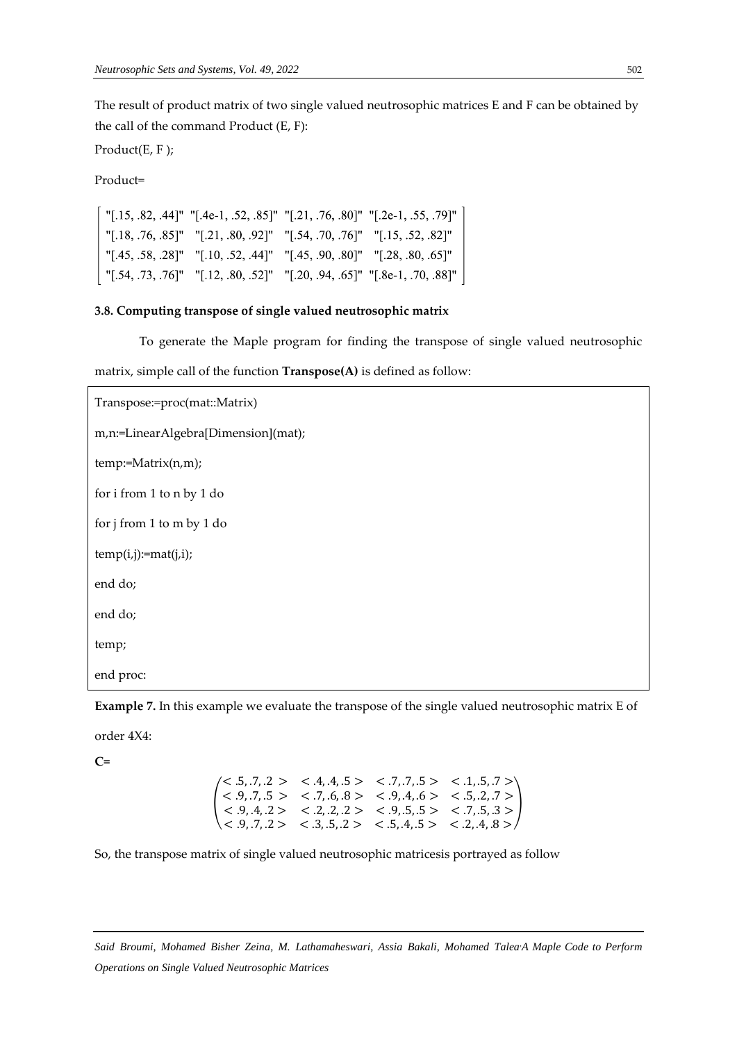The result of product matrix of two single valued neutrosophic matrices E and F can be obtained by the call of the command Product (E, F):

Product(E, F );

Product=

$$\begin{bmatrix} \text{"[.15, .82, .44]"} & \text{"[.4e-1, .52, .85]"} & \text{"[.21, .76, .80]"} & \text{"[.2e-1, .55, .79]"} \\ \text{"[.18, .76, .85]"} & \text{"[.21, .80, .92]"} & \text{"[.54, .70, .76]"} & \text{"[.15, .52, .82]"} \\ \text{"[.45, .58, .28]"} & \text{"[.10, .52, .44]"} & \text{"[.45, .90, .80]"} & \text{"[.28, .80, .65]"} \\ \text{"[.54, .73, .76]"} & \text{"[.12, .80, .52]"} & \text{"[.20, .94, .65]"} & \text{"[.8e-1, .70, .88]"} \end{bmatrix}$$

### 3.8. Computing transpose of single valued neutrosophic matrix

To generate the Maple program for finding the transpose of single valued neutrosophic matrix, simple call of the function **Transpose(A)** is defined as follow:

```
Transpose:=proc(mat::Matrix)
m,n:=LinearAlgebra[Dimension](mat);
temp:=Matrix(n,m);
for i from 1 to n by 1 do
for j from 1 to m by 1 do
temp(i,j):=mat(j,i);
end do;
end do;
temp;
end proc:
```

**Example 7.** In this example we evaluate the transpose of the single valued neutrosophic matrix E of order 4X4:

**C=**

$$\begin{pmatrix} <.5,.7,.2> & <.4,.4,.5> & <.7,.7,.5> & <.1,.5,.7> \\ <.9,.7,.5> & <.7,.6,.8> & <.9,.4,.6> & <.5,.2,.7> \\ <.9,.4,.2> & <.2,.2,.2> & <.9,.5,.5> & <.7,.5,.3> \\ <.9,.7,.2> & <.3,.5,.2> & <.5,.4,.5> & <.2,.4,.8> \end{pmatrix}$$

So, the transpose matrix of single valued neutrosophic matricesis portrayed as follow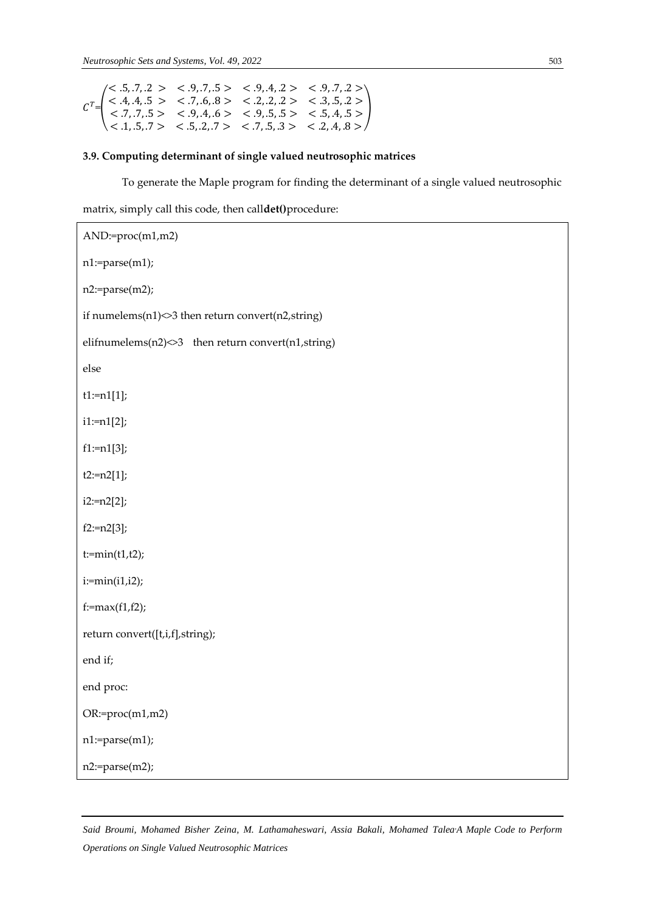$$C^T=\begin{pmatrix} <.5,.7,.2> & <.9,.7,.5> & <.9,.4,.2> & <.9,.7,.2> \\ <.4,.4,.5> & <.7,.6,.8> & <.2,.2,.2> & <.3,.5,.2> \\ <.7,.7,.5> & <.9,.4,.6> & <.9,.5,.5> & <.5,.4,.5> \\ <.1,.5,.7> & <.5,.2,.7> & <.7,.5,.3> & <.2,.4,.8> \end{pmatrix}$$

### 3.9. Computing determinant of single valued neutrosophic matrices

To generate the Maple program for finding the determinant of a single valued neutrosophic matrix, simply call this code, then call**det()**procedure:

```
AND:=proc(m1,m2)
n1:=parse(m1);
n2:=parse(m2);
if numelems(n1)<>3 then return convert(n2,string)
elifnumelems(n2)<>3   then return convert(n1,string)
else
t1:=n1[1];
i1:=n1[2];
f1:=n1[3];
t2:=n2[1];
i2:=n2[2];
f2:=n2[3];
t:=min(t1,t2);
i:=min(i1,i2);
f:=max(f1,f2);
return convert([t,i,f],string);
end if;
end proc:
OR:=proc(m1,m2)
n1:=parse(m1);
n2:=parse(m2);
```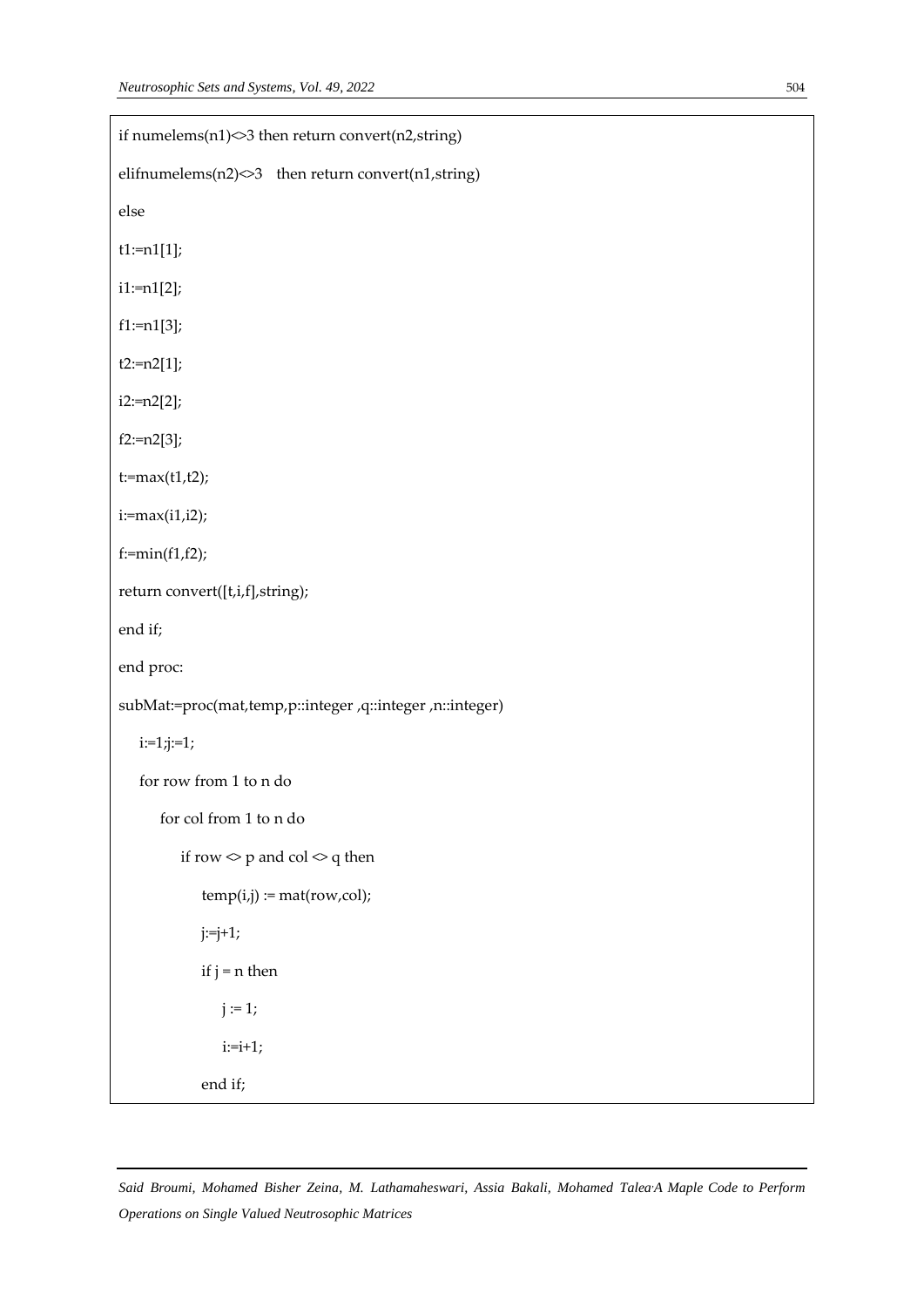```
if numelems(n1)<>3 then return convert(n2,string)

elifnumelems(n2)<>3   then return convert(n1,string)

else

t1:=n1[1];

i1:=n1[2];

f1:=n1[3];

t2:=n2[1];

i2:=n2[2];

f2:=n2[3];

t:=max(t1,t2);

i:=max(i1,i2);

f:=min(f1,f2);

return convert([t,i,f],string);

end if;

end proc:

subMat:=proc(mat,temp,p::integer ,q::integer ,n::integer)

    i:=1;j:=1;

    for row from 1 to n do

        for col from 1 to n do

            if row <> p and col <> q then

                temp(i,j) := mat(row,col);

                j:=j+1;

                if j = n then

                    j := 1;

                    i:=i+1;

                end if;
```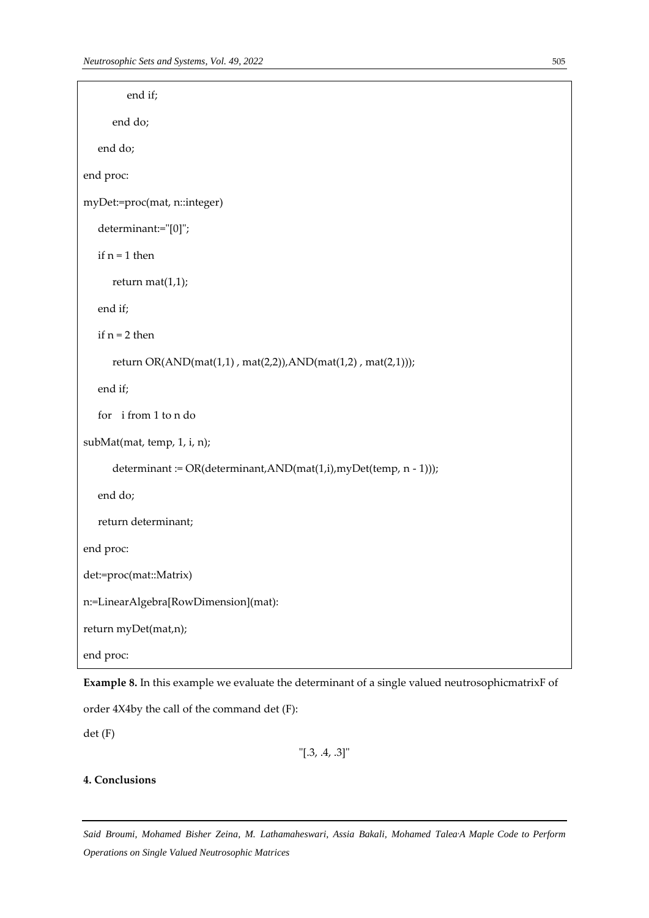```
        end if;
      end do;
   end do;
end proc:
myDet:=proc(mat, n::integer)
   determinant:="[0]";
   if n = 1 then
      return mat(1,1);
   end if;
   if n = 2 then
      return OR(AND(mat(1,1) , mat(2,2)),AND(mat(1,2) , mat(2,1)));
   end if;
   for   i from 1 to n do
subMat(mat, temp, 1, i, n);
      determinant := OR(determinant,AND(mat(1,i),myDet(temp, n - 1)));
   end do;
   return determinant;
end proc:
det:=proc(mat::Matrix)
n:=LinearAlgebra[RowDimension](mat):
return myDet(mat,n);
end proc:
```

**Example 8.** In this example we evaluate the determinant of a single valued neutrosophicmatrixF of order 4X4by the call of the command det (F):

det (F)

"[.3, .4, .3]"

## 4. Conclusions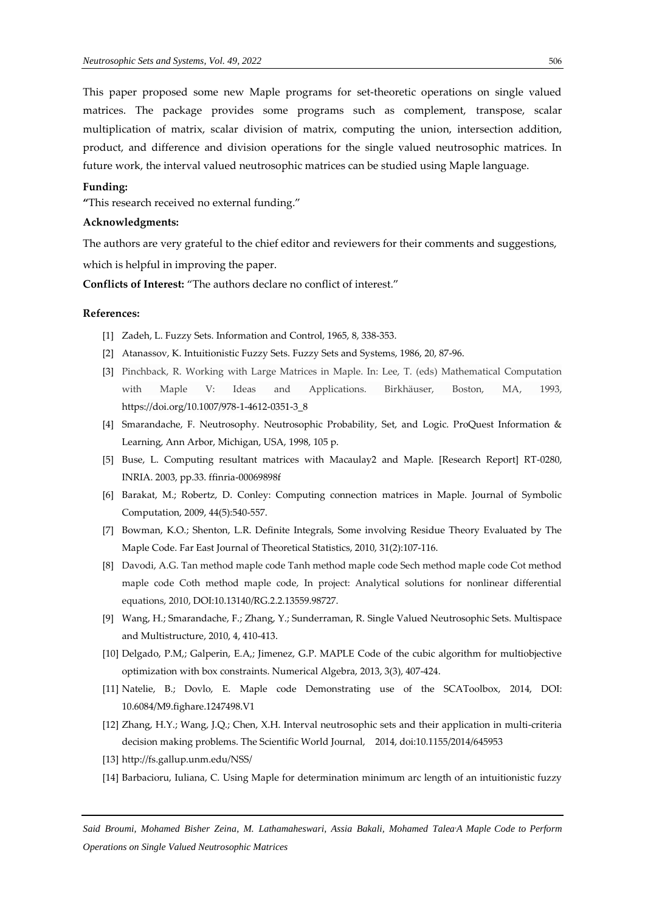This paper proposed some new Maple programs for set-theoretic operations on single valued matrices. The package provides some programs such as complement, transpose, scalar multiplication of matrix, scalar division of matrix, computing the union, intersection addition, product, and difference and division operations for the single valued neutrosophic matrices. In future work, the interval valued neutrosophic matrices can be studied using Maple language.

**Funding:**

**"**This research received no external funding."

**Acknowledgments:**

The authors are very grateful to the chief editor and reviewers for their comments and suggestions, which is helpful in improving the paper.

**Conflicts of Interest:** "The authors declare no conflict of interest."

**References:**

[1] Zadeh, L. Fuzzy Sets. Information and Control, 1965, 8, 338-353.

[2] Atanassov, K. Intuitionistic Fuzzy Sets. Fuzzy Sets and Systems, 1986, 20, 87-96.

[3] Pinchback, R. Working with Large Matrices in Maple. In: Lee, T. (eds) Mathematical Computation with Maple V: Ideas and Applications. Birkhäuser, Boston, MA, 1993, https://doi.org/10.1007/978-1-4612-0351-3_8

[4] Smarandache, F. Neutrosophy. Neutrosophic Probability, Set, and Logic. ProQuest Information & Learning, Ann Arbor, Michigan, USA, 1998, 105 p.

[5] Buse, L. Computing resultant matrices with Macaulay2 and Maple. [Research Report] RT-0280, INRIA. 2003, pp.33. ffinria-00069898f

[6] Barakat, M.; Robertz, D. Conley: Computing connection matrices in Maple. Journal of Symbolic Computation, 2009, 44(5):540-557.

[7] Bowman, K.O.; Shenton, L.R. Definite Integrals, Some involving Residue Theory Evaluated by The Maple Code. Far East Journal of Theoretical Statistics, 2010, 31(2):107-116.

[8] Davodi, A.G. Tan method maple code Tanh method maple code Sech method maple code Cot method maple code Coth method maple code, In project: Analytical solutions for nonlinear differential equations, 2010, DOI:10.13140/RG.2.2.13559.98727.

[9] Wang, H.; Smarandache, F.; Zhang, Y.; Sunderraman, R. Single Valued Neutrosophic Sets. Multispace and Multistructure, 2010, 4, 410-413.

[10] Delgado, P.M,; Galperin, E.A,; Jimenez, G.P. MAPLE Code of the cubic algorithm for multiobjective optimization with box constraints. Numerical Algebra, 2013, 3(3), 407-424.

[11] Natelie, B.; Dovlo, E. Maple code Demonstrating use of the SCAToolbox, 2014, DOI: 10.6084/M9.fighare.1247498.V1

[12] Zhang, H.Y.; Wang, J.Q.; Chen, X.H. Interval neutrosophic sets and their application in multi-criteria decision making problems. The Scientific World Journal, 2014, doi:10.1155/2014/645953

[13] http://fs.gallup.unm.edu/NSS/

[14] Barbacioru, Iuliana, C. Using Maple for determination minimum arc length of an intuitionistic fuzzy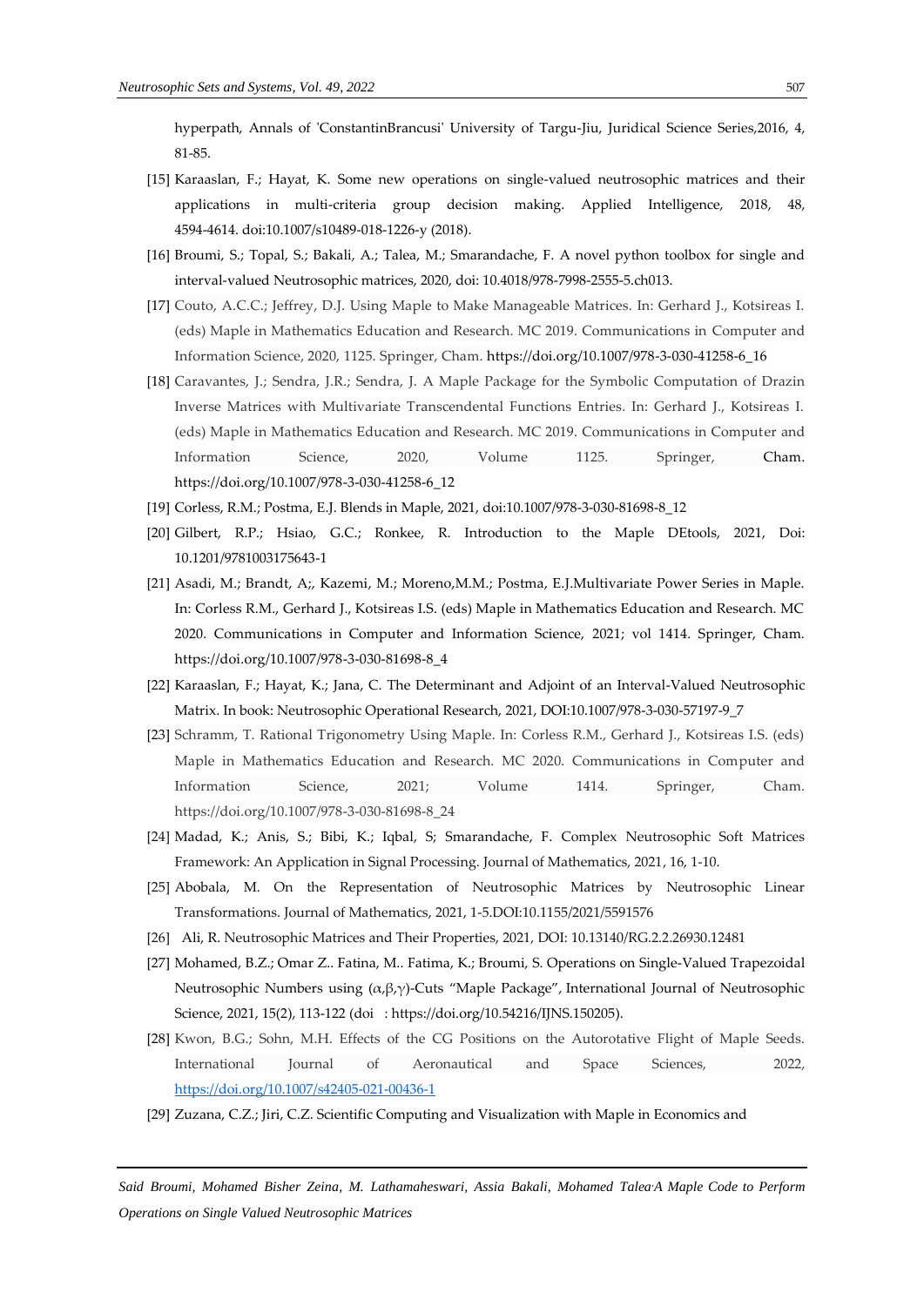hyperpath, Annals of 'ConstantinBrancusi' University of Targu-Jiu, Juridical Science Series,2016, 4, 81-85.

[15] Karaaslan, F.; Hayat, K. Some new operations on single-valued neutrosophic matrices and their applications in multi-criteria group decision making. Applied Intelligence, 2018, 48, 4594-4614. doi:10.1007/s10489-018-1226-y (2018).

[16] Broumi, S.; Topal, S.; Bakali, A.; Talea, M.; Smarandache, F. A novel python toolbox for single and interval-valued Neutrosophic matrices, 2020, doi: 10.4018/978-7998-2555-5.ch013.

[17] Couto, A.C.C.; Jeffrey, D.J. Using Maple to Make Manageable Matrices. In: Gerhard J., Kotsireas I. (eds) Maple in Mathematics Education and Research. MC 2019. Communications in Computer and Information Science, 2020, 1125. Springer, Cham. https://doi.org/10.1007/978-3-030-41258-6_16

[18] Caravantes, J.; Sendra, J.R.; Sendra, J. A Maple Package for the Symbolic Computation of Drazin Inverse Matrices with Multivariate Transcendental Functions Entries. In: Gerhard J., Kotsireas I. (eds) Maple in Mathematics Education and Research. MC 2019. Communications in Computer and Information Science, 2020, Volume 1125. Springer, Cham. https://doi.org/10.1007/978-3-030-41258-6_12

[19] Corless, R.M.; Postma, E.J. Blends in Maple, 2021, doi:10.1007/978-3-030-81698-8_12

[20] Gilbert, R.P.; Hsiao, G.C.; Ronkee, R. Introduction to the Maple DEtools, 2021, Doi: 10.1201/9781003175643-1

[21] Asadi, M.; Brandt, A;, Kazemi, M.; Moreno,M.M.; Postma, E.J.Multivariate Power Series in Maple. In: Corless R.M., Gerhard J., Kotsireas I.S. (eds) Maple in Mathematics Education and Research. MC 2020. Communications in Computer and Information Science, 2021; vol 1414. Springer, Cham. https://doi.org/10.1007/978-3-030-81698-8_4

[22] Karaaslan, F.; Hayat, K.; Jana, C. The Determinant and Adjoint of an Interval-Valued Neutrosophic Matrix. In book: Neutrosophic Operational Research, 2021, DOI:10.1007/978-3-030-57197-9_7

[23] Schramm, T. Rational Trigonometry Using Maple. In: Corless R.M., Gerhard J., Kotsireas I.S. (eds) Maple in Mathematics Education and Research. MC 2020. Communications in Computer and Information Science, 2021; Volume 1414. Springer, Cham. https://doi.org/10.1007/978-3-030-81698-8_24

[24] Madad, K.; Anis, S.; Bibi, K.; Iqbal, S; Smarandache, F. Complex Neutrosophic Soft Matrices Framework: An Application in Signal Processing. Journal of Mathematics, 2021, 16, 1-10.

[25] Abobala, M. On the Representation of Neutrosophic Matrices by Neutrosophic Linear Transformations. Journal of Mathematics, 2021, 1-5.DOI:10.1155/2021/5591576

[26] Ali, R. Neutrosophic Matrices and Their Properties, 2021, DOI: 10.13140/RG.2.2.26930.12481

[27] Mohamed, B.Z.; Omar Z.. Fatina, M.. Fatima, K.; Broumi, S. Operations on Single-Valued Trapezoidal Neutrosophic Numbers using (α,β,γ)-Cuts "Maple Package", International Journal of Neutrosophic Science, 2021, 15(2), 113-122 (doi : https://doi.org/10.54216/IJNS.150205).

[28] Kwon, B.G.; Sohn, M.H. Effects of the CG Positions on the Autorotative Flight of Maple Seeds. International Journal of Aeronautical and Space Sciences, 2022, https://doi.org/10.1007/s42405-021-00436-1

[29] Zuzana, C.Z.; Jiri, C.Z. Scientific Computing and Visualization with Maple in Economics and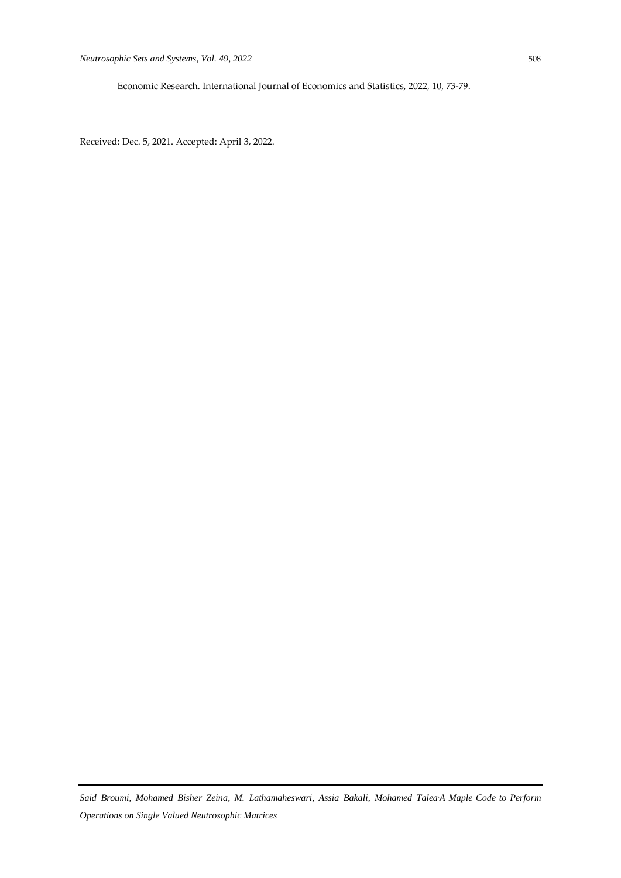Economic Research. International Journal of Economics and Statistics, 2022, 10, 73-79.

Received: Dec. 5, 2021. Accepted: April 3, 2022.